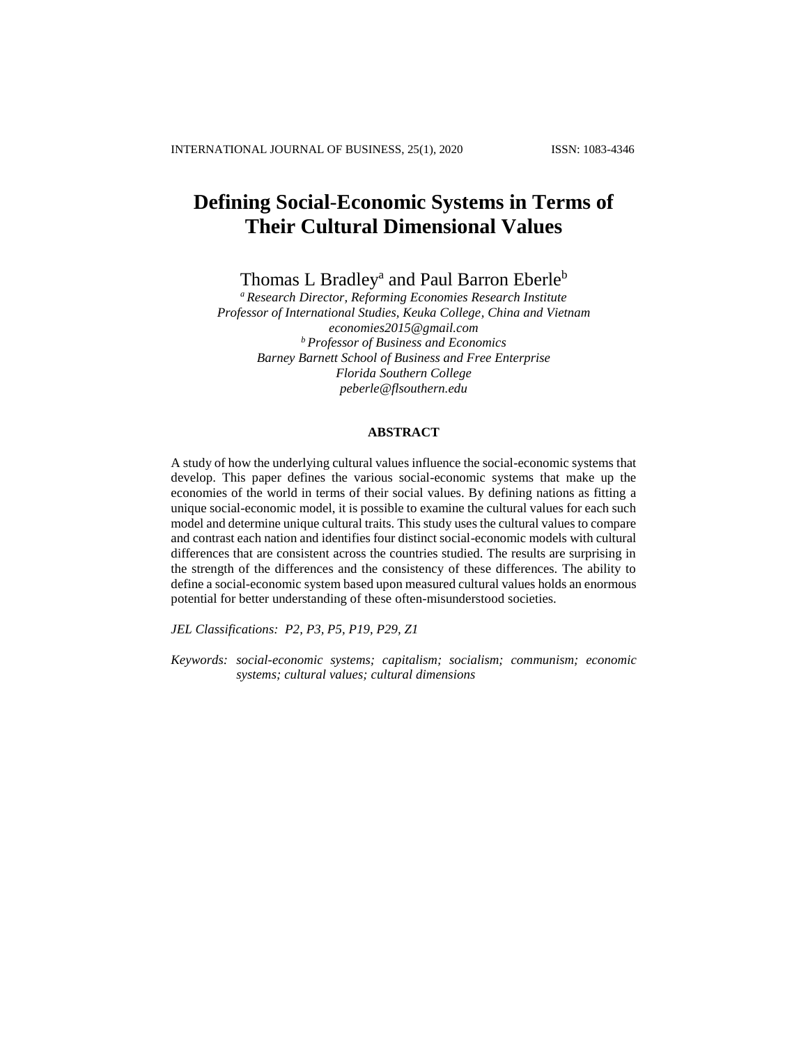# Defining Social-Economic Systems in Terms of Their Cultural Dimensional Values

Thomas L Bradley[a] and Paul Barron Eberle[b]

*[a] Research Director, Reforming Economies Research Institute*
*Professor of International Studies, Keuka College, China and Vietnam*
*economies2015@gmail.com*
*[b] Professor of Business and Economics*
*Barney Barnett School of Business and Free Enterprise*
*Florida Southern College*
*peberle@flsouthern.edu*

## ABSTRACT

A study of how the underlying cultural values influence the social-economic systems that develop. This paper defines the various social-economic systems that make up the economies of the world in terms of their social values. By defining nations as fitting a unique social-economic model, it is possible to examine the cultural values for each such model and determine unique cultural traits. This study uses the cultural values to compare and contrast each nation and identifies four distinct social-economic models with cultural differences that are consistent across the countries studied. The results are surprising in the strength of the differences and the consistency of these differences. The ability to define a social-economic system based upon measured cultural values holds an enormous potential for better understanding of these often-misunderstood societies.

*JEL Classifications: P2, P3, P5, P19, P29, Z1*

*Keywords: social-economic systems; capitalism; socialism; communism; economic systems; cultural values; cultural dimensions*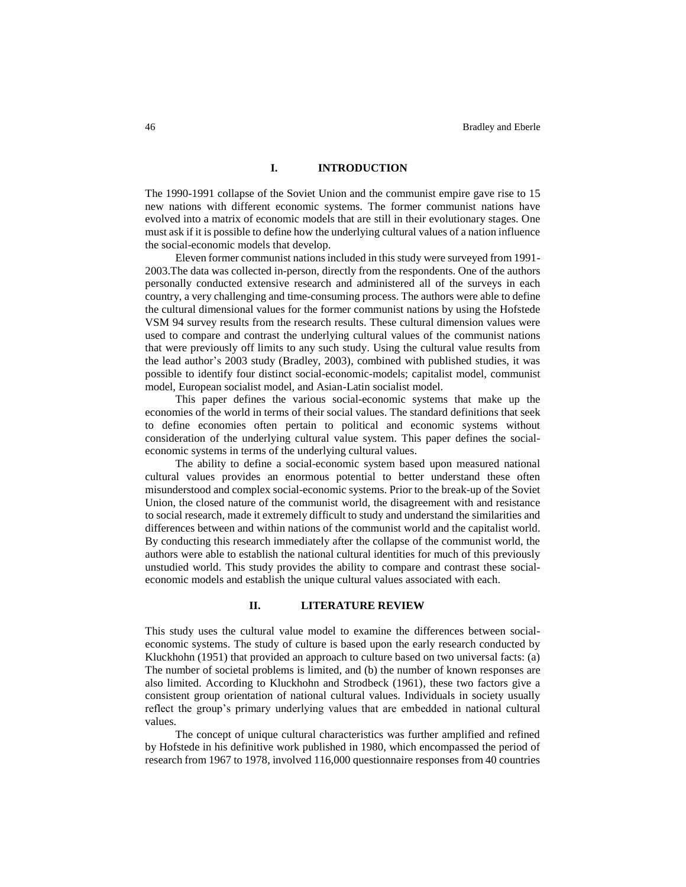## I. INTRODUCTION

The 1990-1991 collapse of the Soviet Union and the communist empire gave rise to 15 new nations with different economic systems. The former communist nations have evolved into a matrix of economic models that are still in their evolutionary stages. One must ask if it is possible to define how the underlying cultural values of a nation influence the social-economic models that develop.

Eleven former communist nations included in this study were surveyed from 1991-2003.The data was collected in-person, directly from the respondents. One of the authors personally conducted extensive research and administered all of the surveys in each country, a very challenging and time-consuming process. The authors were able to define the cultural dimensional values for the former communist nations by using the Hofstede VSM 94 survey results from the research results. These cultural dimension values were used to compare and contrast the underlying cultural values of the communist nations that were previously off limits to any such study. Using the cultural value results from the lead author's 2003 study (Bradley, 2003), combined with published studies, it was possible to identify four distinct social-economic-models; capitalist model, communist model, European socialist model, and Asian-Latin socialist model.

This paper defines the various social-economic systems that make up the economies of the world in terms of their social values. The standard definitions that seek to define economies often pertain to political and economic systems without consideration of the underlying cultural value system. This paper defines the social-economic systems in terms of the underlying cultural values.

The ability to define a social-economic system based upon measured national cultural values provides an enormous potential to better understand these often misunderstood and complex social-economic systems. Prior to the break-up of the Soviet Union, the closed nature of the communist world, the disagreement with and resistance to social research, made it extremely difficult to study and understand the similarities and differences between and within nations of the communist world and the capitalist world. By conducting this research immediately after the collapse of the communist world, the authors were able to establish the national cultural identities for much of this previously unstudied world. This study provides the ability to compare and contrast these social-economic models and establish the unique cultural values associated with each.

## II. LITERATURE REVIEW

This study uses the cultural value model to examine the differences between social-economic systems. The study of culture is based upon the early research conducted by Kluckhohn (1951) that provided an approach to culture based on two universal facts: (a) The number of societal problems is limited, and (b) the number of known responses are also limited. According to Kluckhohn and Strodbeck (1961), these two factors give a consistent group orientation of national cultural values. Individuals in society usually reflect the group's primary underlying values that are embedded in national cultural values.

The concept of unique cultural characteristics was further amplified and refined by Hofstede in his definitive work published in 1980, which encompassed the period of research from 1967 to 1978, involved 116,000 questionnaire responses from 40 countries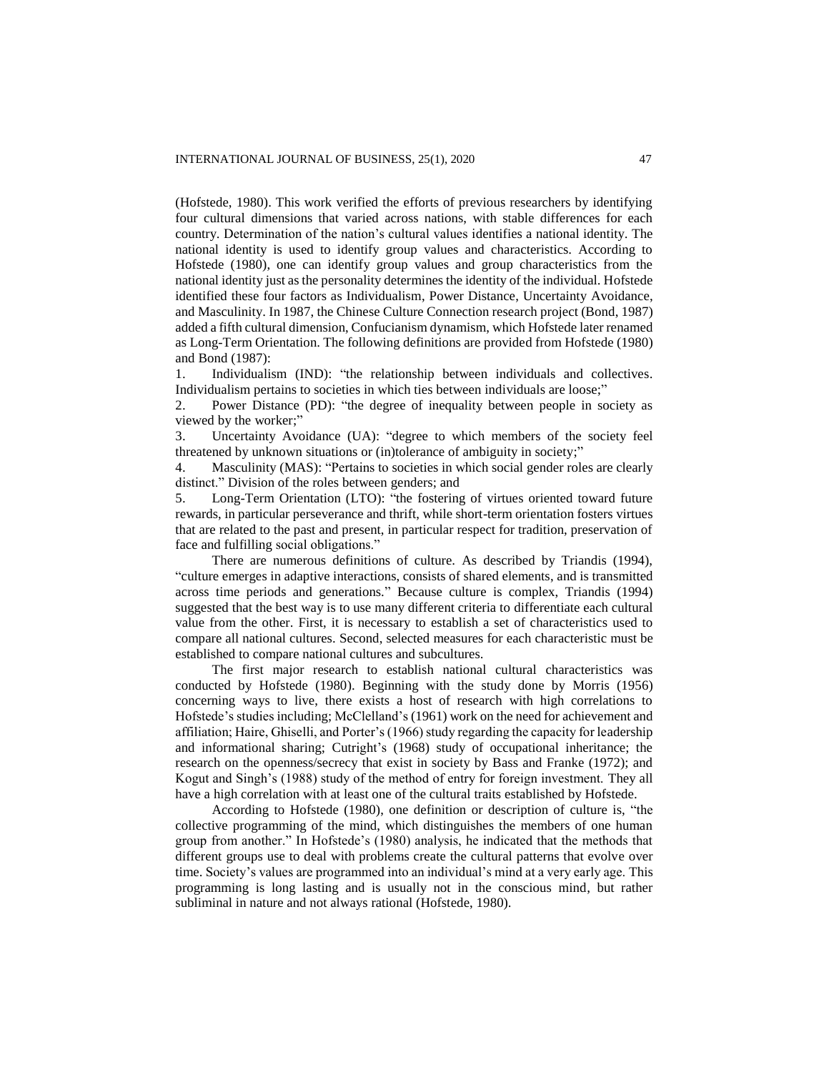(Hofstede, 1980). This work verified the efforts of previous researchers by identifying four cultural dimensions that varied across nations, with stable differences for each country. Determination of the nation's cultural values identifies a national identity. The national identity is used to identify group values and characteristics. According to Hofstede (1980), one can identify group values and group characteristics from the national identity just as the personality determines the identity of the individual. Hofstede identified these four factors as Individualism, Power Distance, Uncertainty Avoidance, and Masculinity. In 1987, the Chinese Culture Connection research project (Bond, 1987) added a fifth cultural dimension, Confucianism dynamism, which Hofstede later renamed as Long-Term Orientation. The following definitions are provided from Hofstede (1980) and Bond (1987):

1. Individualism (IND): "the relationship between individuals and collectives. Individualism pertains to societies in which ties between individuals are loose;"
2. Power Distance (PD): "the degree of inequality between people in society as viewed by the worker;"
3. Uncertainty Avoidance (UA): "degree to which members of the society feel threatened by unknown situations or (in)tolerance of ambiguity in society;"
4. Masculinity (MAS): "Pertains to societies in which social gender roles are clearly distinct." Division of the roles between genders; and
5. Long-Term Orientation (LTO): "the fostering of virtues oriented toward future rewards, in particular perseverance and thrift, while short-term orientation fosters virtues that are related to the past and present, in particular respect for tradition, preservation of face and fulfilling social obligations."

There are numerous definitions of culture. As described by Triandis (1994), "culture emerges in adaptive interactions, consists of shared elements, and is transmitted across time periods and generations." Because culture is complex, Triandis (1994) suggested that the best way is to use many different criteria to differentiate each cultural value from the other. First, it is necessary to establish a set of characteristics used to compare all national cultures. Second, selected measures for each characteristic must be established to compare national cultures and subcultures.

The first major research to establish national cultural characteristics was conducted by Hofstede (1980). Beginning with the study done by Morris (1956) concerning ways to live, there exists a host of research with high correlations to Hofstede's studies including; McClelland's (1961) work on the need for achievement and affiliation; Haire, Ghiselli, and Porter's (1966) study regarding the capacity for leadership and informational sharing; Cutright's (1968) study of occupational inheritance; the research on the openness/secrecy that exist in society by Bass and Franke (1972); and Kogut and Singh's (1988) study of the method of entry for foreign investment. They all have a high correlation with at least one of the cultural traits established by Hofstede.

According to Hofstede (1980), one definition or description of culture is, "the collective programming of the mind, which distinguishes the members of one human group from another." In Hofstede's (1980) analysis, he indicated that the methods that different groups use to deal with problems create the cultural patterns that evolve over time. Society's values are programmed into an individual's mind at a very early age. This programming is long lasting and is usually not in the conscious mind, but rather subliminal in nature and not always rational (Hofstede, 1980).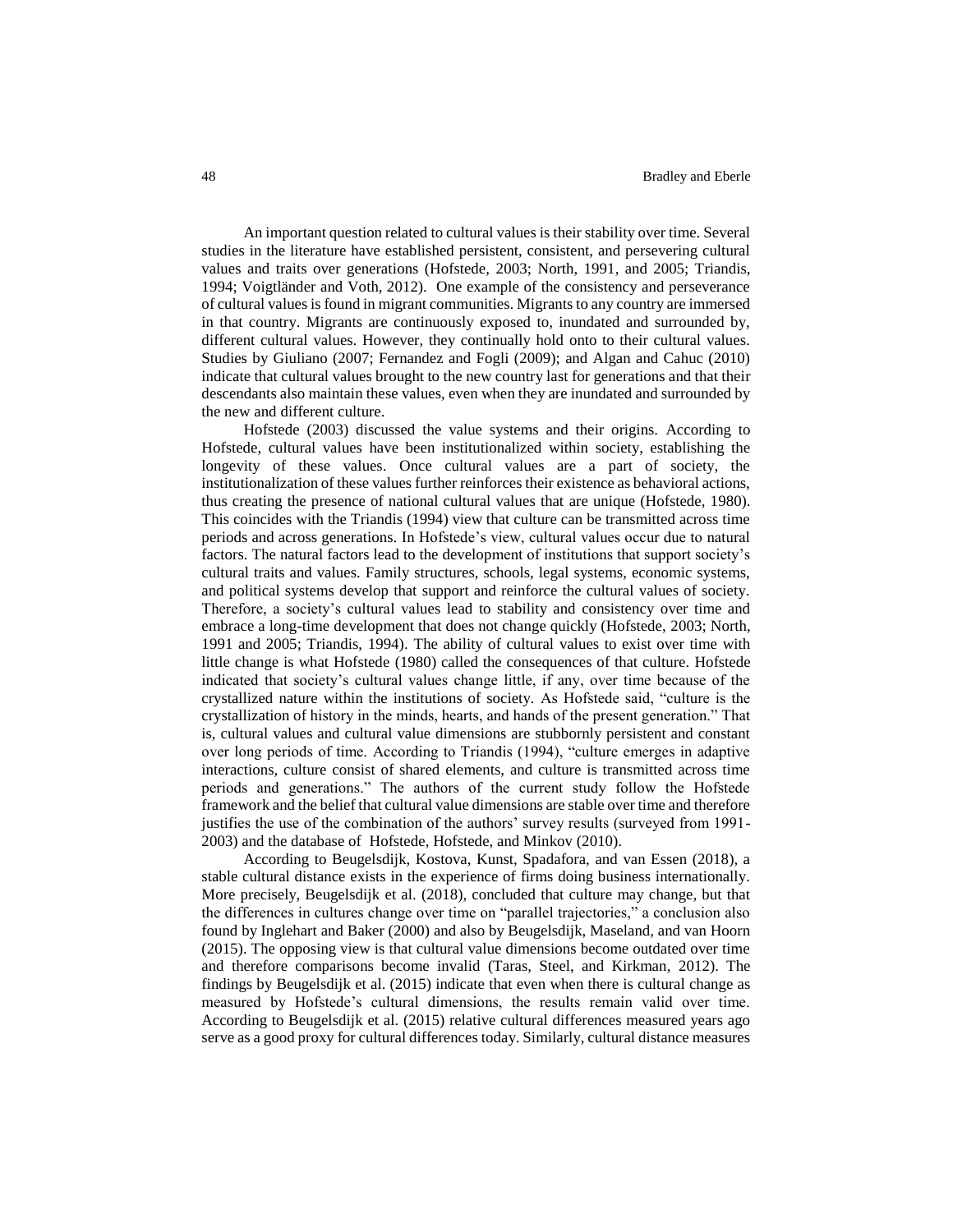An important question related to cultural values is their stability over time. Several studies in the literature have established persistent, consistent, and persevering cultural values and traits over generations (Hofstede, 2003; North, 1991, and 2005; Triandis, 1994; Voigtländer and Voth, 2012). One example of the consistency and perseverance of cultural values is found in migrant communities. Migrants to any country are immersed in that country. Migrants are continuously exposed to, inundated and surrounded by, different cultural values. However, they continually hold onto to their cultural values. Studies by Giuliano (2007; Fernandez and Fogli (2009); and Algan and Cahuc (2010) indicate that cultural values brought to the new country last for generations and that their descendants also maintain these values, even when they are inundated and surrounded by the new and different culture.

Hofstede (2003) discussed the value systems and their origins. According to Hofstede, cultural values have been institutionalized within society, establishing the longevity of these values. Once cultural values are a part of society, the institutionalization of these values further reinforces their existence as behavioral actions, thus creating the presence of national cultural values that are unique (Hofstede, 1980). This coincides with the Triandis (1994) view that culture can be transmitted across time periods and across generations. In Hofstede's view, cultural values occur due to natural factors. The natural factors lead to the development of institutions that support society's cultural traits and values. Family structures, schools, legal systems, economic systems, and political systems develop that support and reinforce the cultural values of society. Therefore, a society's cultural values lead to stability and consistency over time and embrace a long-time development that does not change quickly (Hofstede, 2003; North, 1991 and 2005; Triandis, 1994). The ability of cultural values to exist over time with little change is what Hofstede (1980) called the consequences of that culture. Hofstede indicated that society's cultural values change little, if any, over time because of the crystallized nature within the institutions of society. As Hofstede said, "culture is the crystallization of history in the minds, hearts, and hands of the present generation." That is, cultural values and cultural value dimensions are stubbornly persistent and constant over long periods of time. According to Triandis (1994), "culture emerges in adaptive interactions, culture consist of shared elements, and culture is transmitted across time periods and generations." The authors of the current study follow the Hofstede framework and the belief that cultural value dimensions are stable over time and therefore justifies the use of the combination of the authors' survey results (surveyed from 1991-2003) and the database of Hofstede, Hofstede, and Minkov (2010).

According to Beugelsdijk, Kostova, Kunst, Spadafora, and van Essen (2018), a stable cultural distance exists in the experience of firms doing business internationally. More precisely, Beugelsdijk et al. (2018), concluded that culture may change, but that the differences in cultures change over time on "parallel trajectories," a conclusion also found by Inglehart and Baker (2000) and also by Beugelsdijk, Maseland, and van Hoorn (2015). The opposing view is that cultural value dimensions become outdated over time and therefore comparisons become invalid (Taras, Steel, and Kirkman, 2012). The findings by Beugelsdijk et al. (2015) indicate that even when there is cultural change as measured by Hofstede's cultural dimensions, the results remain valid over time. According to Beugelsdijk et al. (2015) relative cultural differences measured years ago serve as a good proxy for cultural differences today. Similarly, cultural distance measures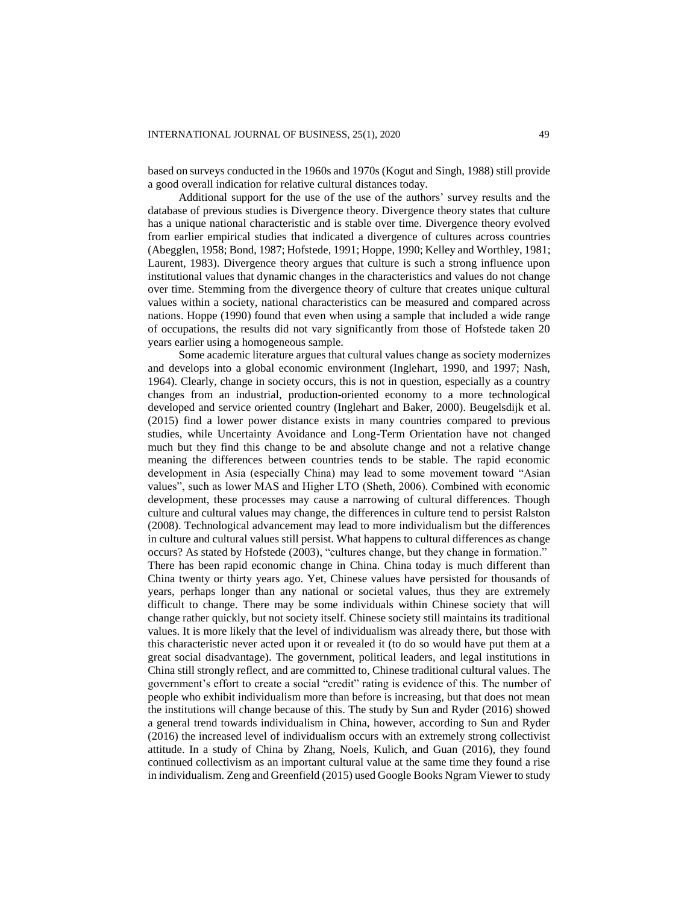based on surveys conducted in the 1960s and 1970s (Kogut and Singh, 1988) still provide a good overall indication for relative cultural distances today.

Additional support for the use of the use of the authors' survey results and the database of previous studies is Divergence theory. Divergence theory states that culture has a unique national characteristic and is stable over time. Divergence theory evolved from earlier empirical studies that indicated a divergence of cultures across countries (Abegglen, 1958; Bond, 1987; Hofstede, 1991; Hoppe, 1990; Kelley and Worthley, 1981; Laurent, 1983). Divergence theory argues that culture is such a strong influence upon institutional values that dynamic changes in the characteristics and values do not change over time. Stemming from the divergence theory of culture that creates unique cultural values within a society, national characteristics can be measured and compared across nations. Hoppe (1990) found that even when using a sample that included a wide range of occupations, the results did not vary significantly from those of Hofstede taken 20 years earlier using a homogeneous sample.

Some academic literature argues that cultural values change as society modernizes and develops into a global economic environment (Inglehart, 1990, and 1997; Nash, 1964). Clearly, change in society occurs, this is not in question, especially as a country changes from an industrial, production-oriented economy to a more technological developed and service oriented country (Inglehart and Baker, 2000). Beugelsdijk et al. (2015) find a lower power distance exists in many countries compared to previous studies, while Uncertainty Avoidance and Long-Term Orientation have not changed much but they find this change to be and absolute change and not a relative change meaning the differences between countries tends to be stable. The rapid economic development in Asia (especially China) may lead to some movement toward "Asian values", such as lower MAS and Higher LTO (Sheth, 2006). Combined with economic development, these processes may cause a narrowing of cultural differences. Though culture and cultural values may change, the differences in culture tend to persist Ralston (2008). Technological advancement may lead to more individualism but the differences in culture and cultural values still persist. What happens to cultural differences as change occurs? As stated by Hofstede (2003), "cultures change, but they change in formation." There has been rapid economic change in China. China today is much different than China twenty or thirty years ago. Yet, Chinese values have persisted for thousands of years, perhaps longer than any national or societal values, thus they are extremely difficult to change. There may be some individuals within Chinese society that will change rather quickly, but not society itself. Chinese society still maintains its traditional values. It is more likely that the level of individualism was already there, but those with this characteristic never acted upon it or revealed it (to do so would have put them at a great social disadvantage). The government, political leaders, and legal institutions in China still strongly reflect, and are committed to, Chinese traditional cultural values. The government's effort to create a social "credit" rating is evidence of this. The number of people who exhibit individualism more than before is increasing, but that does not mean the institutions will change because of this. The study by Sun and Ryder (2016) showed a general trend towards individualism in China, however, according to Sun and Ryder (2016) the increased level of individualism occurs with an extremely strong collectivist attitude. In a study of China by Zhang, Noels, Kulich, and Guan (2016), they found continued collectivism as an important cultural value at the same time they found a rise in individualism. Zeng and Greenfield (2015) used Google Books Ngram Viewer to study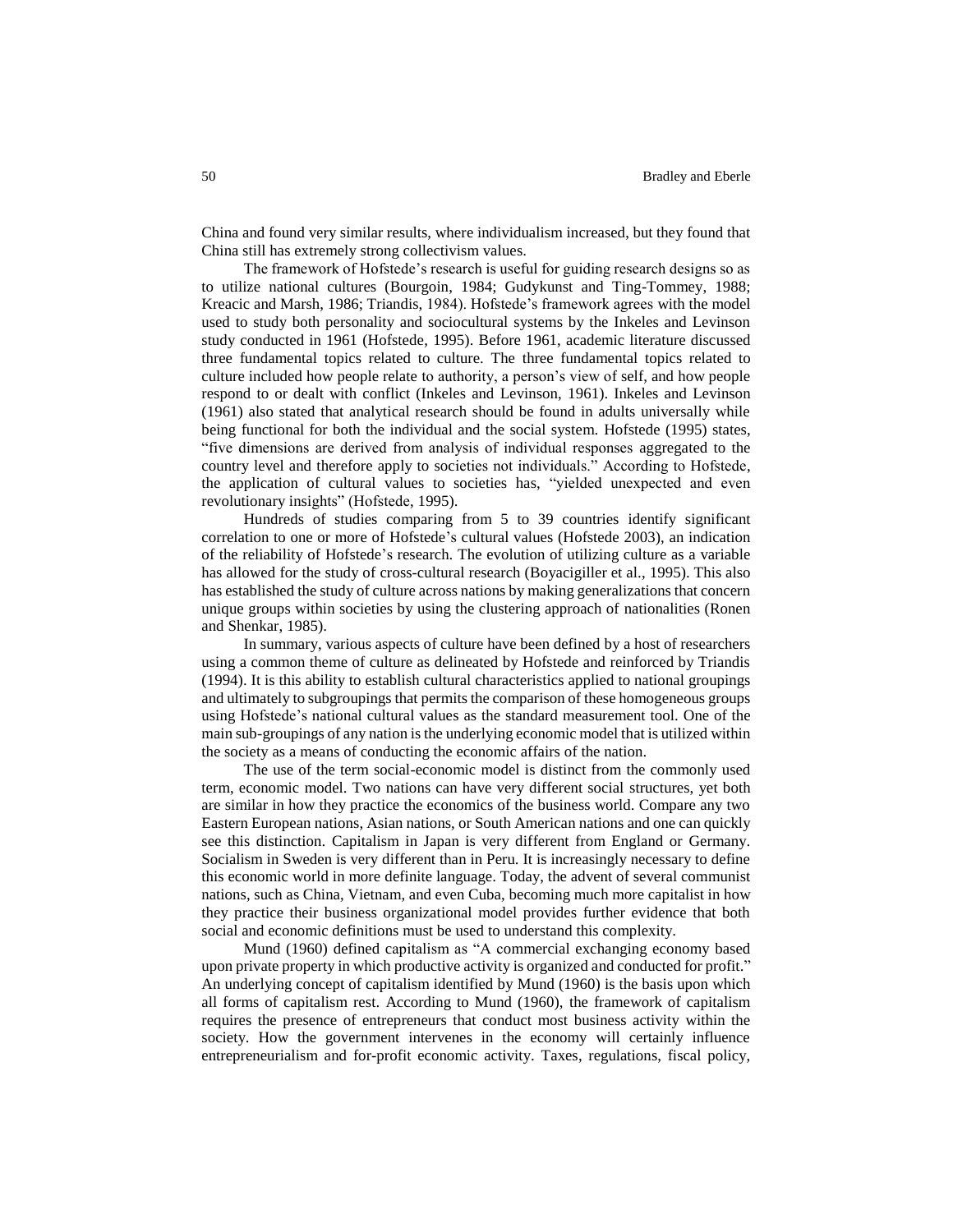China and found very similar results, where individualism increased, but they found that China still has extremely strong collectivism values.

The framework of Hofstede's research is useful for guiding research designs so as to utilize national cultures (Bourgoin, 1984; Gudykunst and Ting-Tommey, 1988; Kreacic and Marsh, 1986; Triandis, 1984). Hofstede's framework agrees with the model used to study both personality and sociocultural systems by the Inkeles and Levinson study conducted in 1961 (Hofstede, 1995). Before 1961, academic literature discussed three fundamental topics related to culture. The three fundamental topics related to culture included how people relate to authority, a person's view of self, and how people respond to or dealt with conflict (Inkeles and Levinson, 1961). Inkeles and Levinson (1961) also stated that analytical research should be found in adults universally while being functional for both the individual and the social system. Hofstede (1995) states, "five dimensions are derived from analysis of individual responses aggregated to the country level and therefore apply to societies not individuals." According to Hofstede, the application of cultural values to societies has, "yielded unexpected and even revolutionary insights" (Hofstede, 1995).

Hundreds of studies comparing from 5 to 39 countries identify significant correlation to one or more of Hofstede's cultural values (Hofstede 2003), an indication of the reliability of Hofstede's research. The evolution of utilizing culture as a variable has allowed for the study of cross-cultural research (Boyacigiller et al., 1995). This also has established the study of culture across nations by making generalizations that concern unique groups within societies by using the clustering approach of nationalities (Ronen and Shenkar, 1985).

In summary, various aspects of culture have been defined by a host of researchers using a common theme of culture as delineated by Hofstede and reinforced by Triandis (1994). It is this ability to establish cultural characteristics applied to national groupings and ultimately to subgroupings that permits the comparison of these homogeneous groups using Hofstede's national cultural values as the standard measurement tool. One of the main sub-groupings of any nation is the underlying economic model that is utilized within the society as a means of conducting the economic affairs of the nation.

The use of the term social-economic model is distinct from the commonly used term, economic model. Two nations can have very different social structures, yet both are similar in how they practice the economics of the business world. Compare any two Eastern European nations, Asian nations, or South American nations and one can quickly see this distinction. Capitalism in Japan is very different from England or Germany. Socialism in Sweden is very different than in Peru. It is increasingly necessary to define this economic world in more definite language. Today, the advent of several communist nations, such as China, Vietnam, and even Cuba, becoming much more capitalist in how they practice their business organizational model provides further evidence that both social and economic definitions must be used to understand this complexity.

Mund (1960) defined capitalism as "A commercial exchanging economy based upon private property in which productive activity is organized and conducted for profit." An underlying concept of capitalism identified by Mund (1960) is the basis upon which all forms of capitalism rest. According to Mund (1960), the framework of capitalism requires the presence of entrepreneurs that conduct most business activity within the society. How the government intervenes in the economy will certainly influence entrepreneurialism and for-profit economic activity. Taxes, regulations, fiscal policy,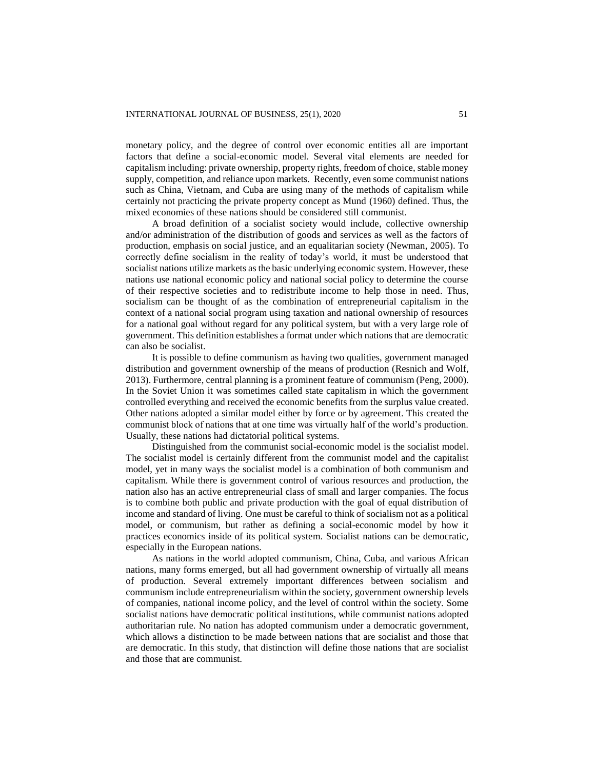monetary policy, and the degree of control over economic entities all are important factors that define a social-economic model. Several vital elements are needed for capitalism including: private ownership, property rights, freedom of choice, stable money supply, competition, and reliance upon markets. Recently, even some communist nations such as China, Vietnam, and Cuba are using many of the methods of capitalism while certainly not practicing the private property concept as Mund (1960) defined. Thus, the mixed economies of these nations should be considered still communist.

A broad definition of a socialist society would include, collective ownership and/or administration of the distribution of goods and services as well as the factors of production, emphasis on social justice, and an equalitarian society (Newman, 2005). To correctly define socialism in the reality of today's world, it must be understood that socialist nations utilize markets as the basic underlying economic system. However, these nations use national economic policy and national social policy to determine the course of their respective societies and to redistribute income to help those in need. Thus, socialism can be thought of as the combination of entrepreneurial capitalism in the context of a national social program using taxation and national ownership of resources for a national goal without regard for any political system, but with a very large role of government. This definition establishes a format under which nations that are democratic can also be socialist.

It is possible to define communism as having two qualities, government managed distribution and government ownership of the means of production (Resnich and Wolf, 2013). Furthermore, central planning is a prominent feature of communism (Peng, 2000). In the Soviet Union it was sometimes called state capitalism in which the government controlled everything and received the economic benefits from the surplus value created. Other nations adopted a similar model either by force or by agreement. This created the communist block of nations that at one time was virtually half of the world's production. Usually, these nations had dictatorial political systems.

Distinguished from the communist social-economic model is the socialist model. The socialist model is certainly different from the communist model and the capitalist model, yet in many ways the socialist model is a combination of both communism and capitalism. While there is government control of various resources and production, the nation also has an active entrepreneurial class of small and larger companies. The focus is to combine both public and private production with the goal of equal distribution of income and standard of living. One must be careful to think of socialism not as a political model, or communism, but rather as defining a social-economic model by how it practices economics inside of its political system. Socialist nations can be democratic, especially in the European nations.

As nations in the world adopted communism, China, Cuba, and various African nations, many forms emerged, but all had government ownership of virtually all means of production. Several extremely important differences between socialism and communism include entrepreneurialism within the society, government ownership levels of companies, national income policy, and the level of control within the society. Some socialist nations have democratic political institutions, while communist nations adopted authoritarian rule. No nation has adopted communism under a democratic government, which allows a distinction to be made between nations that are socialist and those that are democratic. In this study, that distinction will define those nations that are socialist and those that are communist.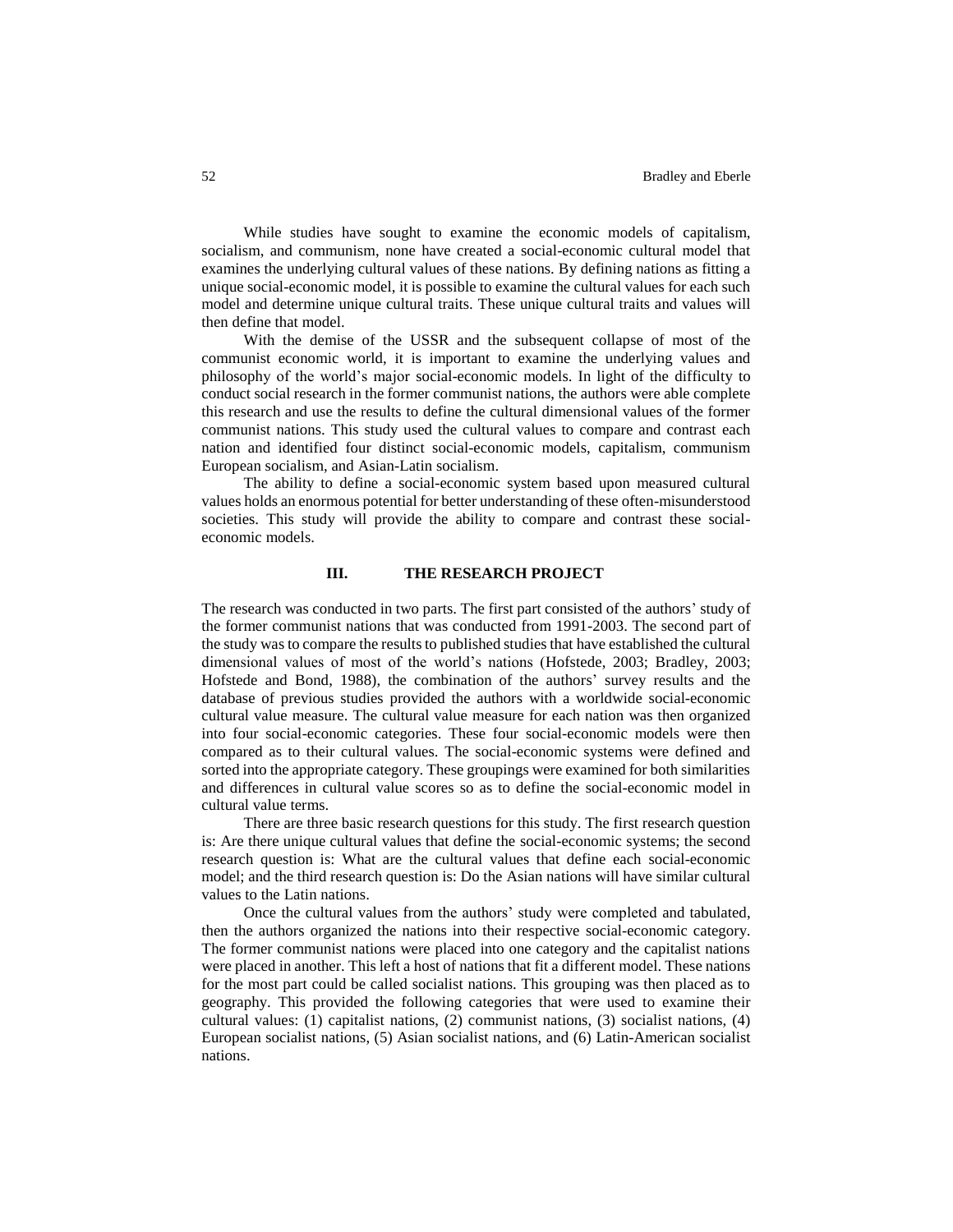While studies have sought to examine the economic models of capitalism, socialism, and communism, none have created a social-economic cultural model that examines the underlying cultural values of these nations. By defining nations as fitting a unique social-economic model, it is possible to examine the cultural values for each such model and determine unique cultural traits. These unique cultural traits and values will then define that model.

With the demise of the USSR and the subsequent collapse of most of the communist economic world, it is important to examine the underlying values and philosophy of the world's major social-economic models. In light of the difficulty to conduct social research in the former communist nations, the authors were able complete this research and use the results to define the cultural dimensional values of the former communist nations. This study used the cultural values to compare and contrast each nation and identified four distinct social-economic models, capitalism, communism European socialism, and Asian-Latin socialism.

The ability to define a social-economic system based upon measured cultural values holds an enormous potential for better understanding of these often-misunderstood societies. This study will provide the ability to compare and contrast these social-economic models.

## III. THE RESEARCH PROJECT

The research was conducted in two parts. The first part consisted of the authors' study of the former communist nations that was conducted from 1991-2003. The second part of the study was to compare the results to published studies that have established the cultural dimensional values of most of the world's nations (Hofstede, 2003; Bradley, 2003; Hofstede and Bond, 1988), the combination of the authors' survey results and the database of previous studies provided the authors with a worldwide social-economic cultural value measure. The cultural value measure for each nation was then organized into four social-economic categories. These four social-economic models were then compared as to their cultural values. The social-economic systems were defined and sorted into the appropriate category. These groupings were examined for both similarities and differences in cultural value scores so as to define the social-economic model in cultural value terms.

There are three basic research questions for this study. The first research question is: Are there unique cultural values that define the social-economic systems; the second research question is: What are the cultural values that define each social-economic model; and the third research question is: Do the Asian nations will have similar cultural values to the Latin nations.

Once the cultural values from the authors' study were completed and tabulated, then the authors organized the nations into their respective social-economic category. The former communist nations were placed into one category and the capitalist nations were placed in another. This left a host of nations that fit a different model. These nations for the most part could be called socialist nations. This grouping was then placed as to geography. This provided the following categories that were used to examine their cultural values: (1) capitalist nations, (2) communist nations, (3) socialist nations, (4) European socialist nations, (5) Asian socialist nations, and (6) Latin-American socialist nations.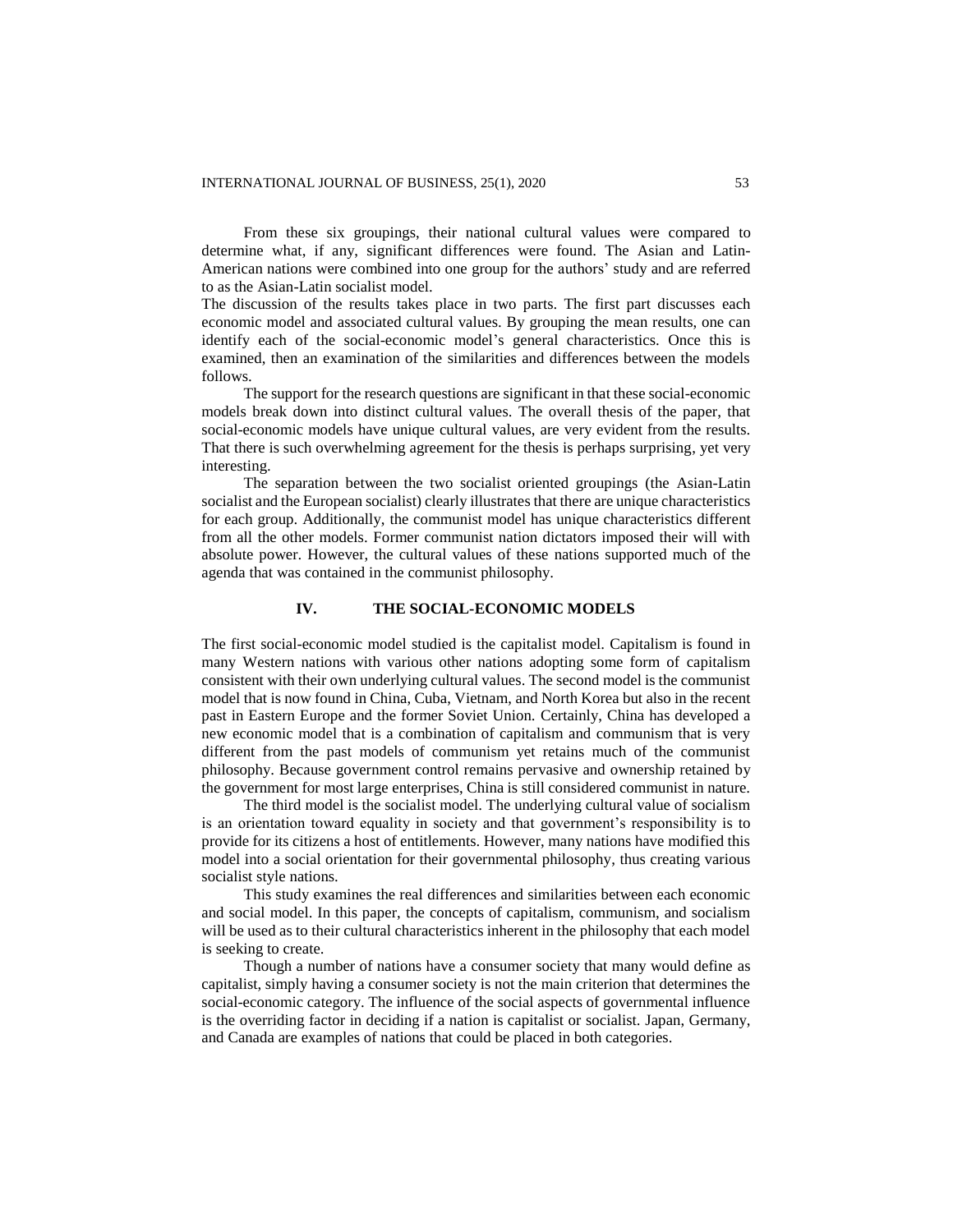From these six groupings, their national cultural values were compared to determine what, if any, significant differences were found. The Asian and Latin-American nations were combined into one group for the authors' study and are referred to as the Asian-Latin socialist model.

The discussion of the results takes place in two parts. The first part discusses each economic model and associated cultural values. By grouping the mean results, one can identify each of the social-economic model's general characteristics. Once this is examined, then an examination of the similarities and differences between the models follows.

The support for the research questions are significant in that these social-economic models break down into distinct cultural values. The overall thesis of the paper, that social-economic models have unique cultural values, are very evident from the results. That there is such overwhelming agreement for the thesis is perhaps surprising, yet very interesting.

The separation between the two socialist oriented groupings (the Asian-Latin socialist and the European socialist) clearly illustrates that there are unique characteristics for each group. Additionally, the communist model has unique characteristics different from all the other models. Former communist nation dictators imposed their will with absolute power. However, the cultural values of these nations supported much of the agenda that was contained in the communist philosophy.

## IV. THE SOCIAL-ECONOMIC MODELS

The first social-economic model studied is the capitalist model. Capitalism is found in many Western nations with various other nations adopting some form of capitalism consistent with their own underlying cultural values. The second model is the communist model that is now found in China, Cuba, Vietnam, and North Korea but also in the recent past in Eastern Europe and the former Soviet Union. Certainly, China has developed a new economic model that is a combination of capitalism and communism that is very different from the past models of communism yet retains much of the communist philosophy. Because government control remains pervasive and ownership retained by the government for most large enterprises, China is still considered communist in nature.

The third model is the socialist model. The underlying cultural value of socialism is an orientation toward equality in society and that government's responsibility is to provide for its citizens a host of entitlements. However, many nations have modified this model into a social orientation for their governmental philosophy, thus creating various socialist style nations.

This study examines the real differences and similarities between each economic and social model. In this paper, the concepts of capitalism, communism, and socialism will be used as to their cultural characteristics inherent in the philosophy that each model is seeking to create.

Though a number of nations have a consumer society that many would define as capitalist, simply having a consumer society is not the main criterion that determines the social-economic category. The influence of the social aspects of governmental influence is the overriding factor in deciding if a nation is capitalist or socialist. Japan, Germany, and Canada are examples of nations that could be placed in both categories.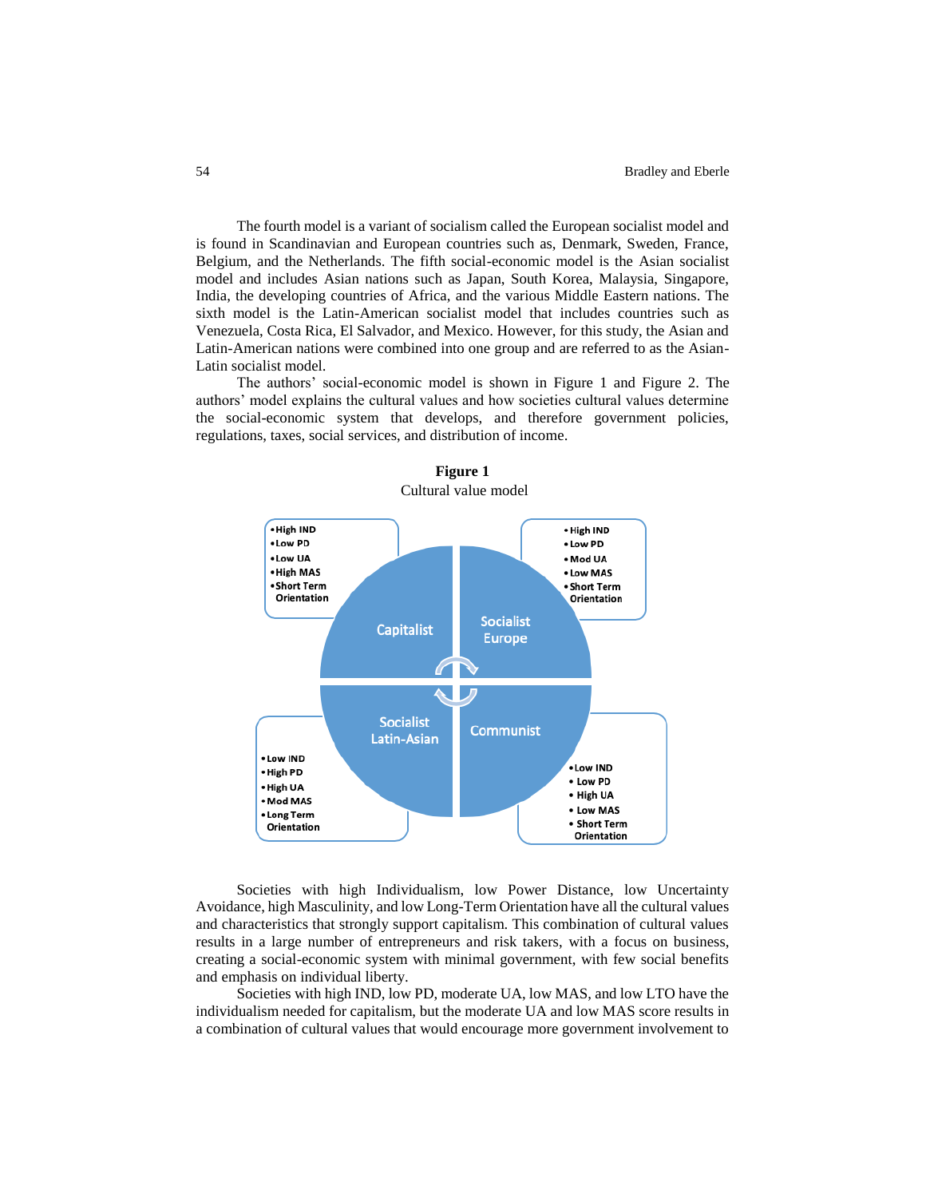The fourth model is a variant of socialism called the European socialist model and is found in Scandinavian and European countries such as, Denmark, Sweden, France, Belgium, and the Netherlands. The fifth social-economic model is the Asian socialist model and includes Asian nations such as Japan, South Korea, Malaysia, Singapore, India, the developing countries of Africa, and the various Middle Eastern nations. The sixth model is the Latin-American socialist model that includes countries such as Venezuela, Costa Rica, El Salvador, and Mexico. However, for this study, the Asian and Latin-American nations were combined into one group and are referred to as the Asian-Latin socialist model.

The authors' social-economic model is shown in Figure 1 and Figure 2. The authors' model explains the cultural values and how societies cultural values determine the social-economic system that develops, and therefore government policies, regulations, taxes, social services, and distribution of income.

**Figure 1**

Cultural value model

| Capitalist | Socialist Europe | Socialist Latin-Asian | Communist |
|---|---|---|---|
| High IND | High IND | Low IND | Low IND |
| Low PD | Low PD | High PD | Low PD |
| Low UA | Mod UA | High UA | High UA |
| High MAS | Low MAS | Mod MAS | Low MAS |
| Short Term Orientation | Short Term Orientation | Long Term Orientation | Short Term Orientation |

Societies with high Individualism, low Power Distance, low Uncertainty Avoidance, high Masculinity, and low Long-Term Orientation have all the cultural values and characteristics that strongly support capitalism. This combination of cultural values results in a large number of entrepreneurs and risk takers, with a focus on business, creating a social-economic system with minimal government, with few social benefits and emphasis on individual liberty.

Societies with high IND, low PD, moderate UA, low MAS, and low LTO have the individualism needed for capitalism, but the moderate UA and low MAS score results in a combination of cultural values that would encourage more government involvement to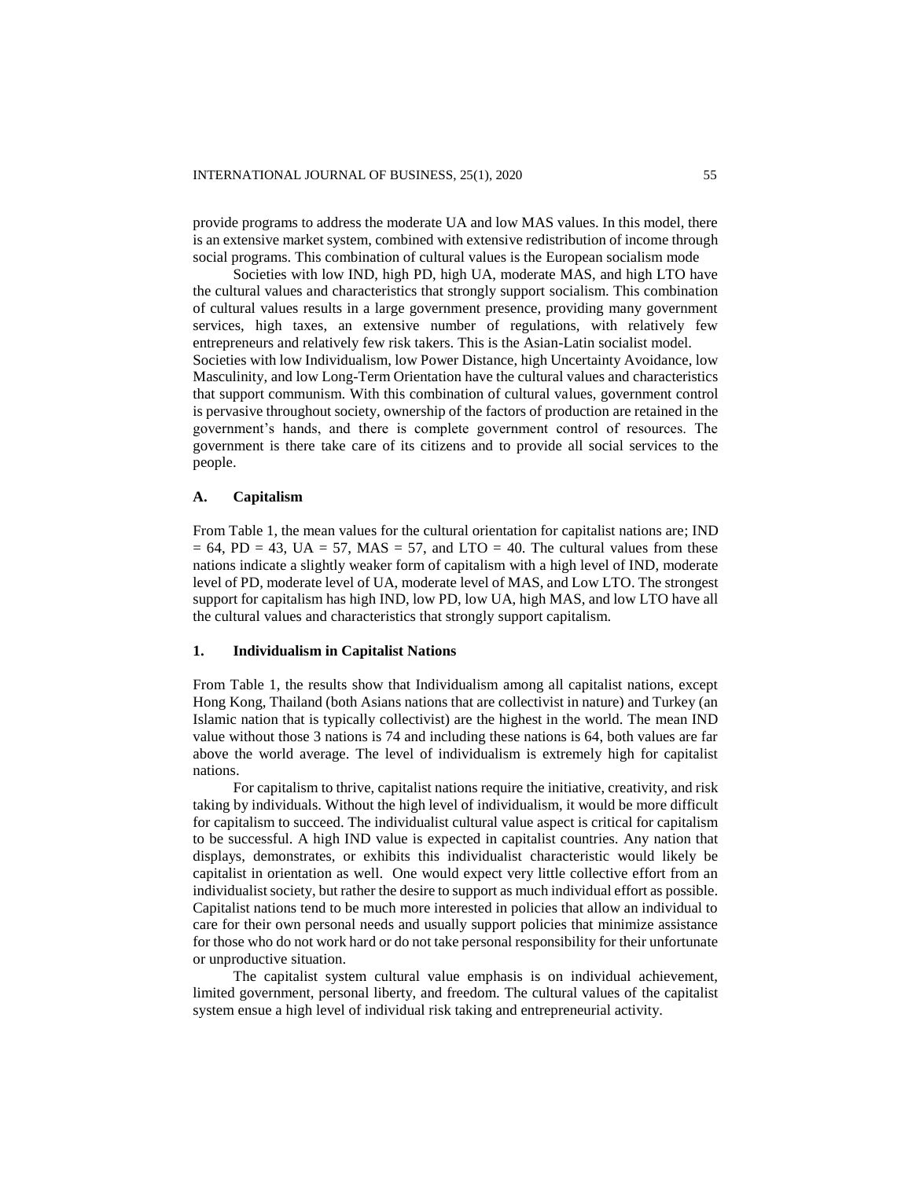provide programs to address the moderate UA and low MAS values. In this model, there is an extensive market system, combined with extensive redistribution of income through social programs. This combination of cultural values is the European socialism mode

Societies with low IND, high PD, high UA, moderate MAS, and high LTO have the cultural values and characteristics that strongly support socialism. This combination of cultural values results in a large government presence, providing many government services, high taxes, an extensive number of regulations, with relatively few entrepreneurs and relatively few risk takers. This is the Asian-Latin socialist model. Societies with low Individualism, low Power Distance, high Uncertainty Avoidance, low Masculinity, and low Long-Term Orientation have the cultural values and characteristics that support communism. With this combination of cultural values, government control is pervasive throughout society, ownership of the factors of production are retained in the government's hands, and there is complete government control of resources. The government is there take care of its citizens and to provide all social services to the people.

## A. Capitalism

From Table 1, the mean values for the cultural orientation for capitalist nations are; IND = 64, PD = 43, UA = 57, MAS = 57, and LTO = 40. The cultural values from these nations indicate a slightly weaker form of capitalism with a high level of IND, moderate level of PD, moderate level of UA, moderate level of MAS, and Low LTO. The strongest support for capitalism has high IND, low PD, low UA, high MAS, and low LTO have all the cultural values and characteristics that strongly support capitalism.

### 1. Individualism in Capitalist Nations

From Table 1, the results show that Individualism among all capitalist nations, except Hong Kong, Thailand (both Asians nations that are collectivist in nature) and Turkey (an Islamic nation that is typically collectivist) are the highest in the world. The mean IND value without those 3 nations is 74 and including these nations is 64, both values are far above the world average. The level of individualism is extremely high for capitalist nations.

For capitalism to thrive, capitalist nations require the initiative, creativity, and risk taking by individuals. Without the high level of individualism, it would be more difficult for capitalism to succeed. The individualist cultural value aspect is critical for capitalism to be successful. A high IND value is expected in capitalist countries. Any nation that displays, demonstrates, or exhibits this individualist characteristic would likely be capitalist in orientation as well. One would expect very little collective effort from an individualist society, but rather the desire to support as much individual effort as possible. Capitalist nations tend to be much more interested in policies that allow an individual to care for their own personal needs and usually support policies that minimize assistance for those who do not work hard or do not take personal responsibility for their unfortunate or unproductive situation.

The capitalist system cultural value emphasis is on individual achievement, limited government, personal liberty, and freedom. The cultural values of the capitalist system ensue a high level of individual risk taking and entrepreneurial activity.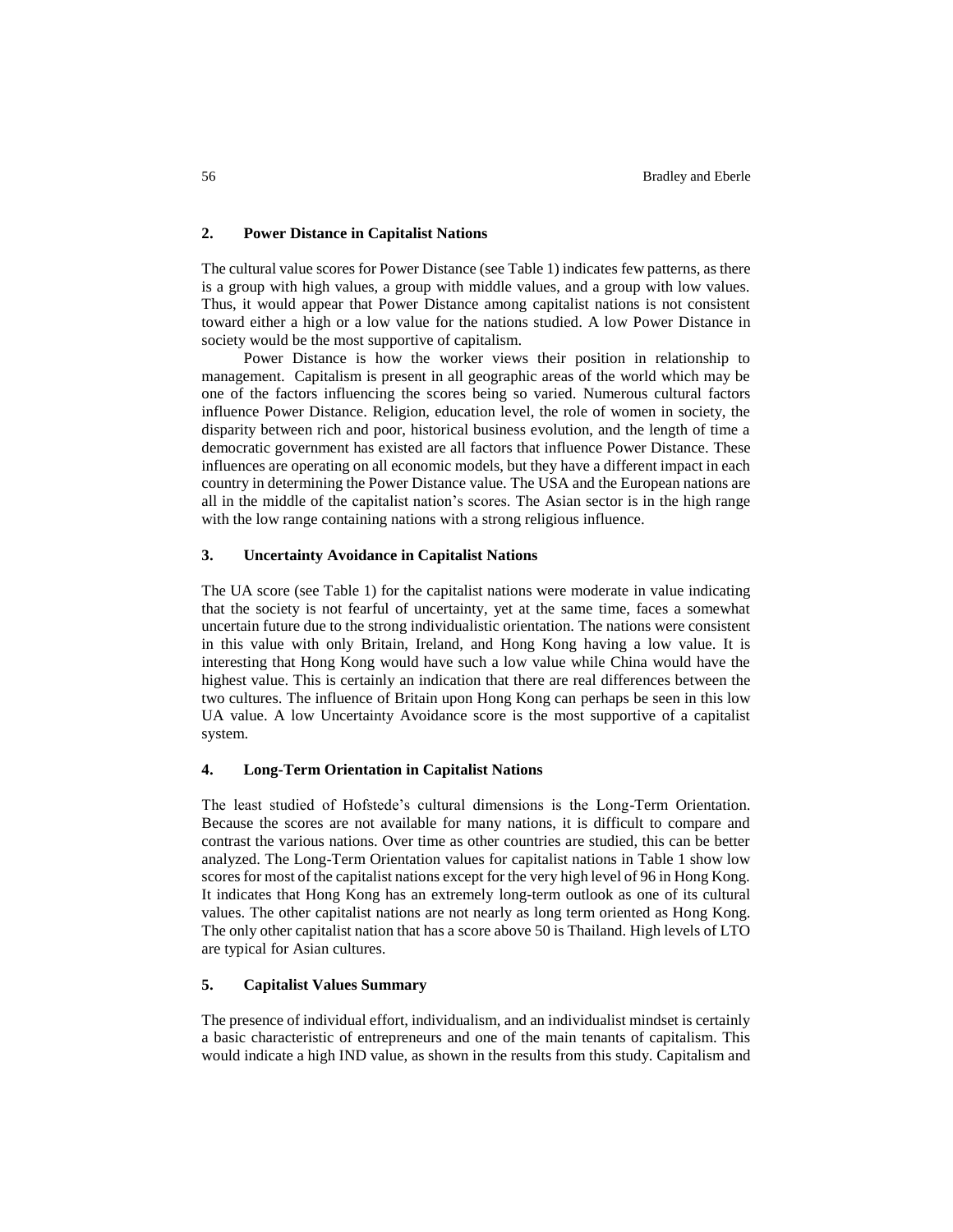## 2. Power Distance in Capitalist Nations

The cultural value scores for Power Distance (see Table 1) indicates few patterns, as there is a group with high values, a group with middle values, and a group with low values. Thus, it would appear that Power Distance among capitalist nations is not consistent toward either a high or a low value for the nations studied. A low Power Distance in society would be the most supportive of capitalism.

Power Distance is how the worker views their position in relationship to management. Capitalism is present in all geographic areas of the world which may be one of the factors influencing the scores being so varied. Numerous cultural factors influence Power Distance. Religion, education level, the role of women in society, the disparity between rich and poor, historical business evolution, and the length of time a democratic government has existed are all factors that influence Power Distance. These influences are operating on all economic models, but they have a different impact in each country in determining the Power Distance value. The USA and the European nations are all in the middle of the capitalist nation's scores. The Asian sector is in the high range with the low range containing nations with a strong religious influence.

## 3. Uncertainty Avoidance in Capitalist Nations

The UA score (see Table 1) for the capitalist nations were moderate in value indicating that the society is not fearful of uncertainty, yet at the same time, faces a somewhat uncertain future due to the strong individualistic orientation. The nations were consistent in this value with only Britain, Ireland, and Hong Kong having a low value. It is interesting that Hong Kong would have such a low value while China would have the highest value. This is certainly an indication that there are real differences between the two cultures. The influence of Britain upon Hong Kong can perhaps be seen in this low UA value. A low Uncertainty Avoidance score is the most supportive of a capitalist system.

## 4. Long-Term Orientation in Capitalist Nations

The least studied of Hofstede's cultural dimensions is the Long-Term Orientation. Because the scores are not available for many nations, it is difficult to compare and contrast the various nations. Over time as other countries are studied, this can be better analyzed. The Long-Term Orientation values for capitalist nations in Table 1 show low scores for most of the capitalist nations except for the very high level of 96 in Hong Kong. It indicates that Hong Kong has an extremely long-term outlook as one of its cultural values. The other capitalist nations are not nearly as long term oriented as Hong Kong. The only other capitalist nation that has a score above 50 is Thailand. High levels of LTO are typical for Asian cultures.

## 5. Capitalist Values Summary

The presence of individual effort, individualism, and an individualist mindset is certainly a basic characteristic of entrepreneurs and one of the main tenants of capitalism. This would indicate a high IND value, as shown in the results from this study. Capitalism and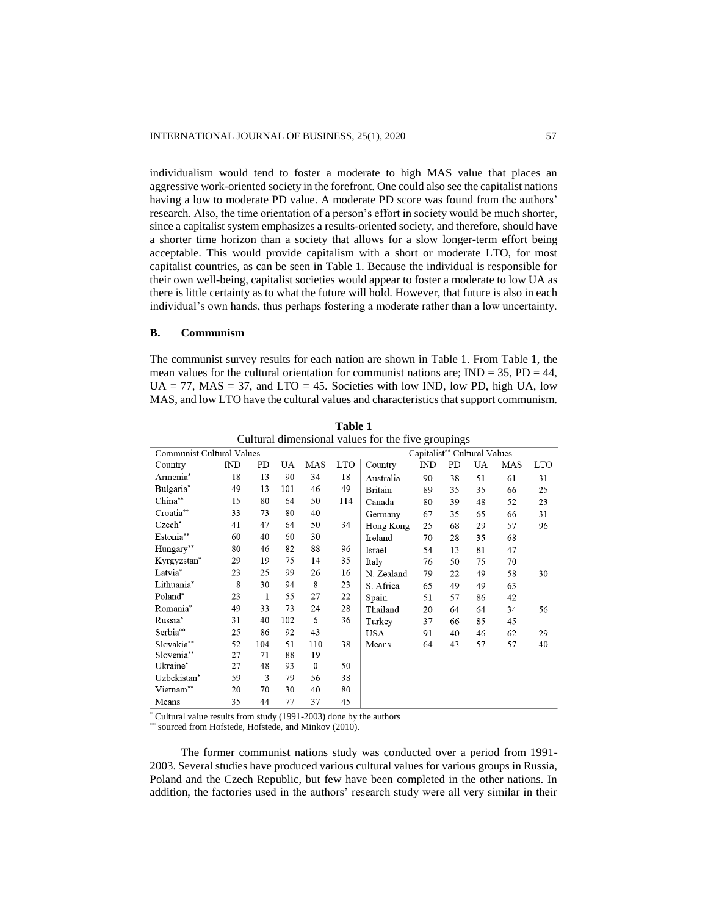individualism would tend to foster a moderate to high MAS value that places an aggressive work-oriented society in the forefront. One could also see the capitalist nations having a low to moderate PD value. A moderate PD score was found from the authors' research. Also, the time orientation of a person's effort in society would be much shorter, since a capitalist system emphasizes a results-oriented society, and therefore, should have a shorter time horizon than a society that allows for a slow longer-term effort being acceptable. This would provide capitalism with a short or moderate LTO, for most capitalist countries, as can be seen in Table 1. Because the individual is responsible for their own well-being, capitalist societies would appear to foster a moderate to low UA as there is little certainty as to what the future will hold. However, that future is also in each individual's own hands, thus perhaps fostering a moderate rather than a low uncertainty.

## B. Communism

The communist survey results for each nation are shown in Table 1. From Table 1, the mean values for the cultural orientation for communist nations are; IND = 35, PD = 44, UA = 77, MAS = 37, and LTO = 45. Societies with low IND, low PD, high UA, low MAS, and low LTO have the cultural values and characteristics that support communism.

**Table 1**
Cultural dimensional values for the five groupings

| Communist Cultural Values | | | | | | Capitalist** Cultural Values | | | | | |
|---|---|---|---|---|---|---|---|---|---|---|---|
| Country | IND | PD | UA | MAS | LTO | Country | IND | PD | UA | MAS | LTO |
| Armenia* | 18 | 13 | 90 | 34 | 18 | Australia | 90 | 38 | 51 | 61 | 31 |
| Bulgaria* | 49 | 13 | 101 | 46 | 49 | Britain | 89 | 35 | 35 | 66 | 25 |
| China** | 15 | 80 | 64 | 50 | 114 | Canada | 80 | 39 | 48 | 52 | 23 |
| Croatia** | 33 | 73 | 80 | 40 | | Germany | 67 | 35 | 65 | 66 | 31 |
| Czech* | 41 | 47 | 64 | 50 | 34 | Hong Kong | 25 | 68 | 29 | 57 | 96 |
| Estonia** | 60 | 40 | 60 | 30 | | Ireland | 70 | 28 | 35 | 68 | |
| Hungary** | 80 | 46 | 82 | 88 | 96 | Israel | 54 | 13 | 81 | 47 | |
| Kyrgyzstan* | 29 | 19 | 75 | 14 | 35 | Italy | 76 | 50 | 75 | 70 | |
| Latvia* | 23 | 25 | 99 | 26 | 16 | N. Zealand | 79 | 22 | 49 | 58 | 30 |
| Lithuania* | 8 | 30 | 94 | 8 | 23 | S. Africa | 65 | 49 | 49 | 63 | |
| Poland* | 23 | 1 | 55 | 27 | 22 | Spain | 51 | 57 | 86 | 42 | |
| Romania* | 49 | 33 | 73 | 24 | 28 | Thailand | 20 | 64 | 64 | 34 | 56 |
| Russia* | 31 | 40 | 102 | 6 | 36 | Turkey | 37 | 66 | 85 | 45 | |
| Serbia** | 25 | 86 | 92 | 43 | | USA | 91 | 40 | 46 | 62 | 29 |
| Slovakia** | 52 | 104 | 51 | 110 | 38 | Means | 64 | 43 | 57 | 57 | 40 |
| Slovenia** | 27 | 71 | 88 | 19 | | | | | | | |
| Ukraine* | 27 | 48 | 93 | 0 | 50 | | | | | | |
| Uzbekistan* | 59 | 3 | 79 | 56 | 38 | | | | | | |
| Vietnam** | 20 | 70 | 30 | 40 | 80 | | | | | | |
| Means | 35 | 44 | 77 | 37 | 45 | | | | | | |

\* Cultural value results from study (1991-2003) done by the authors
\** sourced from Hofstede, Hofstede, and Minkov (2010).

The former communist nations study was conducted over a period from 1991-2003. Several studies have produced various cultural values for various groups in Russia, Poland and the Czech Republic, but few have been completed in the other nations. In addition, the factories used in the authors' research study were all very similar in their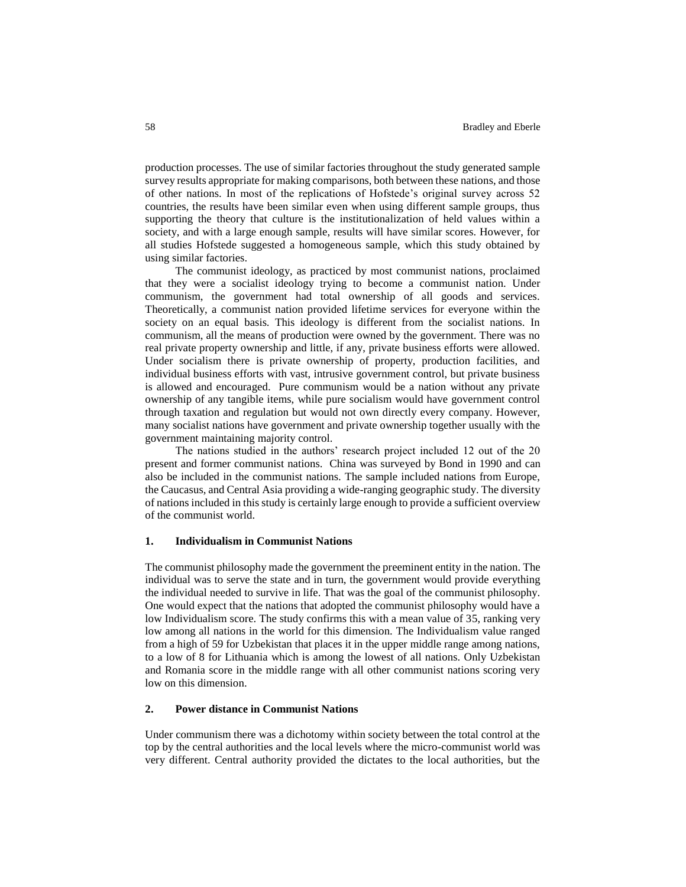production processes. The use of similar factories throughout the study generated sample survey results appropriate for making comparisons, both between these nations, and those of other nations. In most of the replications of Hofstede's original survey across 52 countries, the results have been similar even when using different sample groups, thus supporting the theory that culture is the institutionalization of held values within a society, and with a large enough sample, results will have similar scores. However, for all studies Hofstede suggested a homogeneous sample, which this study obtained by using similar factories.

The communist ideology, as practiced by most communist nations, proclaimed that they were a socialist ideology trying to become a communist nation. Under communism, the government had total ownership of all goods and services. Theoretically, a communist nation provided lifetime services for everyone within the society on an equal basis. This ideology is different from the socialist nations. In communism, all the means of production were owned by the government. There was no real private property ownership and little, if any, private business efforts were allowed. Under socialism there is private ownership of property, production facilities, and individual business efforts with vast, intrusive government control, but private business is allowed and encouraged. Pure communism would be a nation without any private ownership of any tangible items, while pure socialism would have government control through taxation and regulation but would not own directly every company. However, many socialist nations have government and private ownership together usually with the government maintaining majority control.

The nations studied in the authors' research project included 12 out of the 20 present and former communist nations. China was surveyed by Bond in 1990 and can also be included in the communist nations. The sample included nations from Europe, the Caucasus, and Central Asia providing a wide-ranging geographic study. The diversity of nations included in this study is certainly large enough to provide a sufficient overview of the communist world.

### 1. Individualism in Communist Nations

The communist philosophy made the government the preeminent entity in the nation. The individual was to serve the state and in turn, the government would provide everything the individual needed to survive in life. That was the goal of the communist philosophy. One would expect that the nations that adopted the communist philosophy would have a low Individualism score. The study confirms this with a mean value of 35, ranking very low among all nations in the world for this dimension. The Individualism value ranged from a high of 59 for Uzbekistan that places it in the upper middle range among nations, to a low of 8 for Lithuania which is among the lowest of all nations. Only Uzbekistan and Romania score in the middle range with all other communist nations scoring very low on this dimension.

### 2. Power distance in Communist Nations

Under communism there was a dichotomy within society between the total control at the top by the central authorities and the local levels where the micro-communist world was very different. Central authority provided the dictates to the local authorities, but the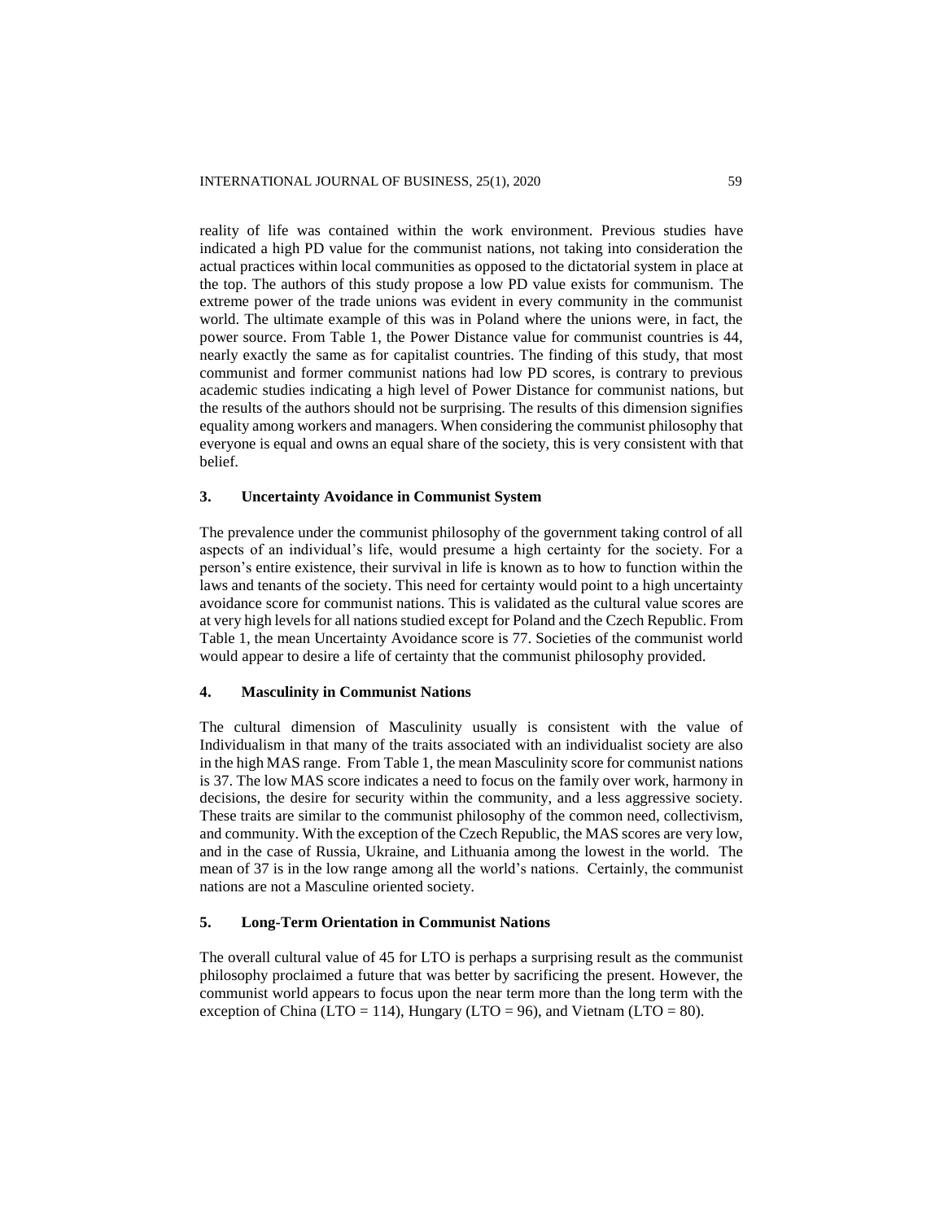reality of life was contained within the work environment. Previous studies have indicated a high PD value for the communist nations, not taking into consideration the actual practices within local communities as opposed to the dictatorial system in place at the top. The authors of this study propose a low PD value exists for communism. The extreme power of the trade unions was evident in every community in the communist world. The ultimate example of this was in Poland where the unions were, in fact, the power source. From Table 1, the Power Distance value for communist countries is 44, nearly exactly the same as for capitalist countries. The finding of this study, that most communist and former communist nations had low PD scores, is contrary to previous academic studies indicating a high level of Power Distance for communist nations, but the results of the authors should not be surprising. The results of this dimension signifies equality among workers and managers. When considering the communist philosophy that everyone is equal and owns an equal share of the society, this is very consistent with that belief.

### 3. Uncertainty Avoidance in Communist System

The prevalence under the communist philosophy of the government taking control of all aspects of an individual's life, would presume a high certainty for the society. For a person's entire existence, their survival in life is known as to how to function within the laws and tenants of the society. This need for certainty would point to a high uncertainty avoidance score for communist nations. This is validated as the cultural value scores are at very high levels for all nations studied except for Poland and the Czech Republic. From Table 1, the mean Uncertainty Avoidance score is 77. Societies of the communist world would appear to desire a life of certainty that the communist philosophy provided.

### 4. Masculinity in Communist Nations

The cultural dimension of Masculinity usually is consistent with the value of Individualism in that many of the traits associated with an individualist society are also in the high MAS range. From Table 1, the mean Masculinity score for communist nations is 37. The low MAS score indicates a need to focus on the family over work, harmony in decisions, the desire for security within the community, and a less aggressive society. These traits are similar to the communist philosophy of the common need, collectivism, and community. With the exception of the Czech Republic, the MAS scores are very low, and in the case of Russia, Ukraine, and Lithuania among the lowest in the world. The mean of 37 is in the low range among all the world's nations. Certainly, the communist nations are not a Masculine oriented society.

### 5. Long-Term Orientation in Communist Nations

The overall cultural value of 45 for LTO is perhaps a surprising result as the communist philosophy proclaimed a future that was better by sacrificing the present. However, the communist world appears to focus upon the near term more than the long term with the exception of China (LTO = 114), Hungary (LTO = 96), and Vietnam (LTO = 80).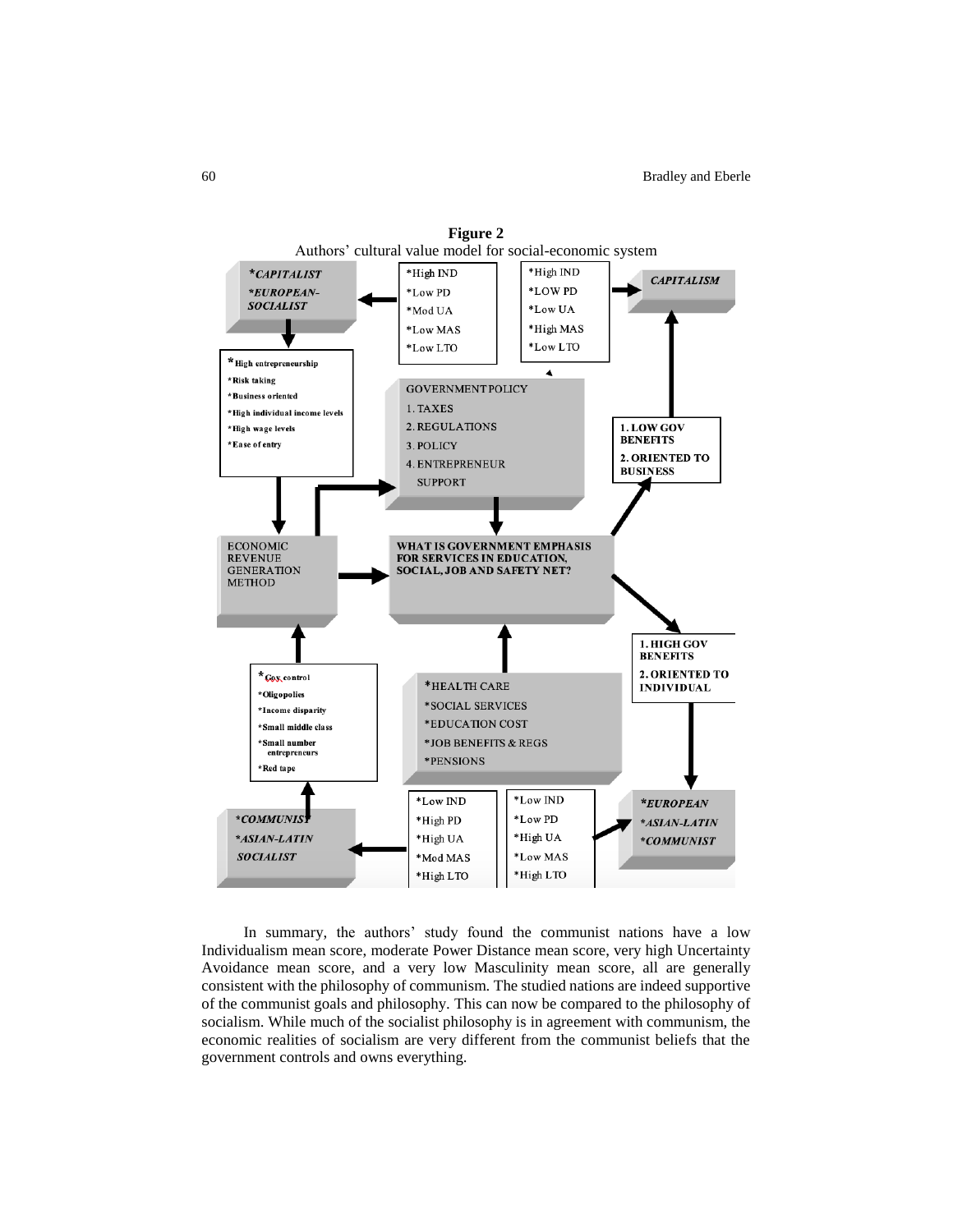**Figure 2**

Authors' cultural value model for social-economic system

*CAPITALIST*
*EUROPEAN-SOCIALIST*

*High IND
*Low PD
*Mod UA
*Low MAS
*Low LTO

*High IND
*LOW PD
*Low UA
*High MAS
*Low LTO

*CAPITALISM*

*High entrepreneurship
*Risk taking
*Business oriented
*High individual income levels
*High wage levels
*Ease of entry

GOVERNMENT POLICY
1. TAXES
2. REGULATIONS
3. POLICY
4. ENTREPRENEUR SUPPORT

1. LOW GOV BENEFITS
2. ORIENTED TO BUSINESS

ECONOMIC REVENUE GENERATION METHOD

WHAT IS GOVERNMENT EMPHASIS FOR SERVICES IN EDUCATION, SOCIAL, JOB AND SAFETY NET?

1. HIGH GOV BENEFITS
2. ORIENTED TO INDIVIDUAL

*Gov control
*Oligopolies
*Income disparity
*Small middle class
*Small number entrepreneurs
*Red tape

*HEALTH CARE
*SOCIAL SERVICES
*EDUCATION COST
*JOB BENEFITS & REGS
*PENSIONS

*COMMUNIST
*ASIAN-LATIN SOCIALIST

*Low IND
*High PD
*High UA
*Mod MAS
*High LTO

*Low IND
*Low PD
*High UA
*Low MAS
*High LTO

*EUROPEAN
*ASIAN-LATIN
*COMMUNIST

In summary, the authors' study found the communist nations have a low Individualism mean score, moderate Power Distance mean score, very high Uncertainty Avoidance mean score, and a very low Masculinity mean score, all are generally consistent with the philosophy of communism. The studied nations are indeed supportive of the communist goals and philosophy. This can now be compared to the philosophy of socialism. While much of the socialist philosophy is in agreement with communism, the economic realities of socialism are very different from the communist beliefs that the government controls and owns everything.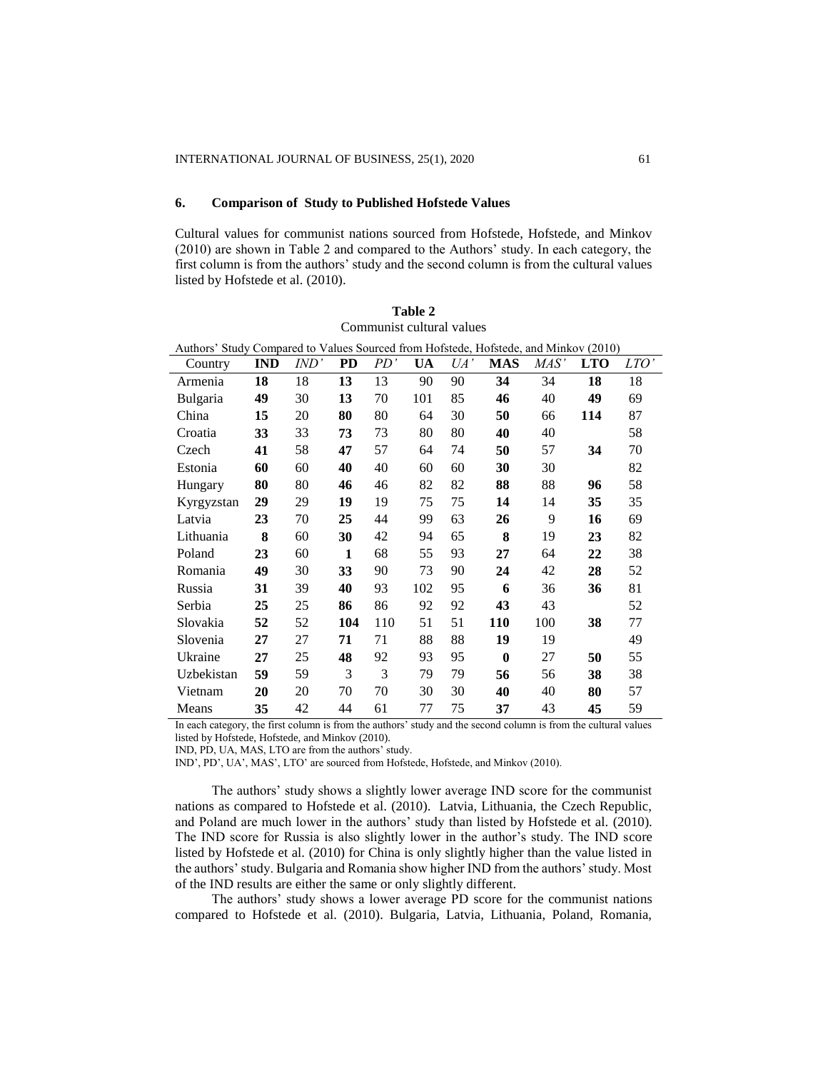## 6. Comparison of Study to Published Hofstede Values

Cultural values for communist nations sourced from Hofstede, Hofstede, and Minkov (2010) are shown in Table 2 and compared to the Authors' study. In each category, the first column is from the authors' study and the second column is from the cultural values listed by Hofstede et al. (2010).

**Table 2**
Communist cultural values

Authors' Study Compared to Values Sourced from Hofstede, Hofstede, and Minkov (2010)

| Country | **IND** | *IND'* | **PD** | *PD'* | **UA** | *UA'* | **MAS** | *MAS'* | **LTO** | *LTO'* |
|---|---|---|---|---|---|---|---|---|---|---|
| Armenia | **18** | 18 | **13** | 13 | 90 | 90 | **34** | 34 | **18** | 18 |
| Bulgaria | **49** | 30 | **13** | 70 | 101 | 85 | **46** | 40 | **49** | 69 |
| China | **15** | 20 | **80** | 80 | 64 | 30 | **50** | 66 | **114** | 87 |
| Croatia | **33** | 33 | **73** | 73 | 80 | 80 | **40** | 40 | | 58 |
| Czech | **41** | 58 | **47** | 57 | 64 | 74 | **50** | 57 | **34** | 70 |
| Estonia | **60** | 60 | **40** | 40 | 60 | 60 | **30** | 30 | | 82 |
| Hungary | **80** | 80 | **46** | 46 | 82 | 82 | **88** | 88 | **96** | 58 |
| Kyrgyzstan | **29** | 29 | **19** | 19 | 75 | 75 | **14** | 14 | **35** | 35 |
| Latvia | **23** | 70 | **25** | 44 | 99 | 63 | **26** | 9 | **16** | 69 |
| Lithuania | **8** | 60 | **30** | 42 | 94 | 65 | **8** | 19 | **23** | 82 |
| Poland | **23** | 60 | **1** | 68 | 55 | 93 | **27** | 64 | **22** | 38 |
| Romania | **49** | 30 | **33** | 90 | 73 | 90 | **24** | 42 | **28** | 52 |
| Russia | **31** | 39 | **40** | 93 | 102 | 95 | **6** | 36 | **36** | 81 |
| Serbia | **25** | 25 | **86** | 86 | 92 | 92 | **43** | 43 | | 52 |
| Slovakia | **52** | 52 | **104** | 110 | 51 | 51 | **110** | 100 | **38** | 77 |
| Slovenia | **27** | 27 | **71** | 71 | 88 | 88 | **19** | 19 | | 49 |
| Ukraine | **27** | 25 | **48** | 92 | 93 | 95 | **0** | 27 | **50** | 55 |
| Uzbekistan | **59** | 59 | 3 | 3 | 79 | 79 | **56** | 56 | **38** | 38 |
| Vietnam | **20** | 20 | 70 | 70 | 30 | 30 | **40** | 40 | **80** | 57 |
| Means | **35** | 42 | 44 | 61 | 77 | 75 | **37** | 43 | **45** | 59 |

In each category, the first column is from the authors' study and the second column is from the cultural values listed by Hofstede, Hofstede, and Minkov (2010).
IND, PD, UA, MAS, LTO are from the authors' study.
IND', PD', UA', MAS', LTO' are sourced from Hofstede, Hofstede, and Minkov (2010).

The authors' study shows a slightly lower average IND score for the communist nations as compared to Hofstede et al. (2010). Latvia, Lithuania, the Czech Republic, and Poland are much lower in the authors' study than listed by Hofstede et al. (2010). The IND score for Russia is also slightly lower in the author's study. The IND score listed by Hofstede et al. (2010) for China is only slightly higher than the value listed in the authors' study. Bulgaria and Romania show higher IND from the authors' study. Most of the IND results are either the same or only slightly different.

The authors' study shows a lower average PD score for the communist nations compared to Hofstede et al. (2010). Bulgaria, Latvia, Lithuania, Poland, Romania,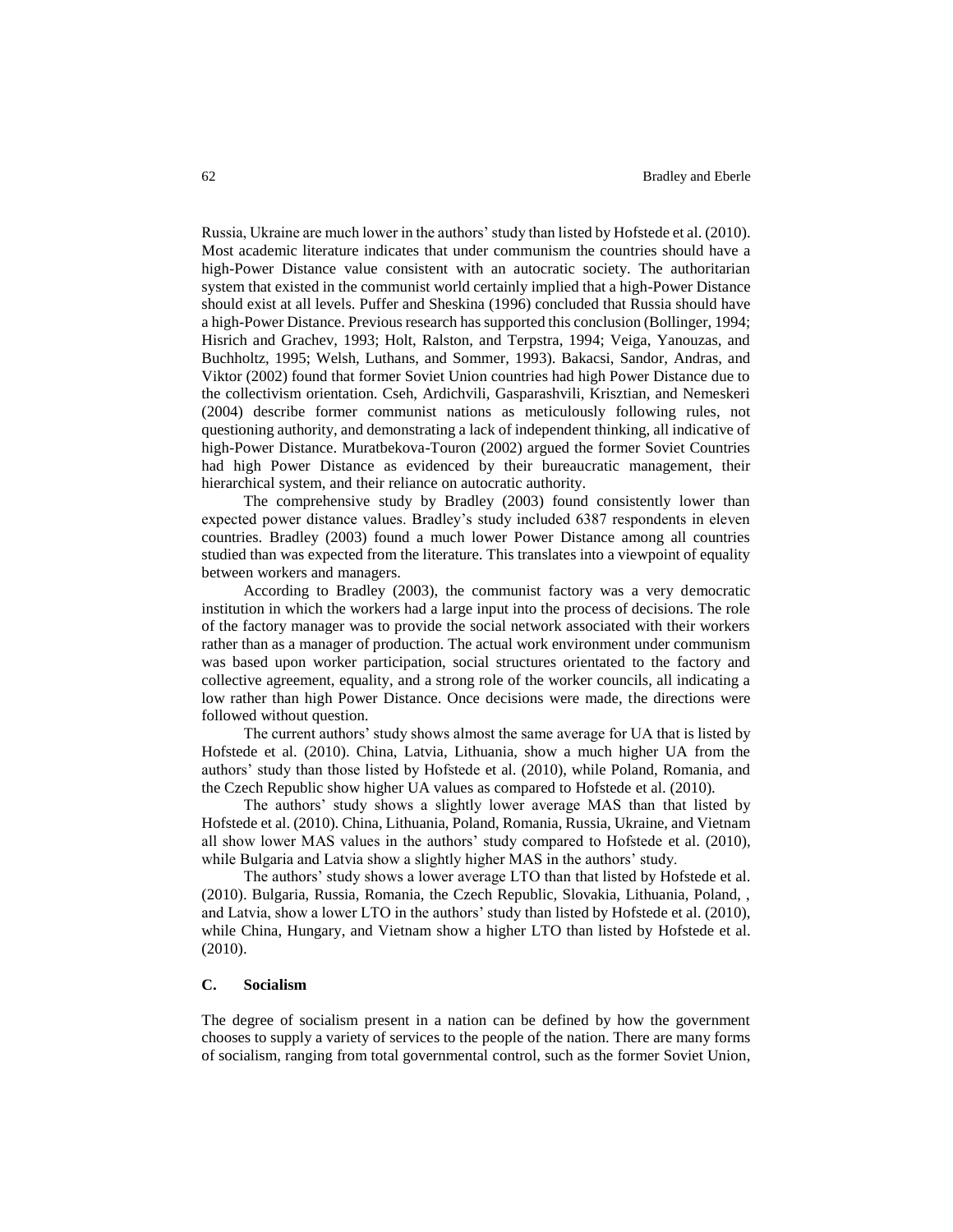Russia, Ukraine are much lower in the authors' study than listed by Hofstede et al. (2010). Most academic literature indicates that under communism the countries should have a high-Power Distance value consistent with an autocratic society. The authoritarian system that existed in the communist world certainly implied that a high-Power Distance should exist at all levels. Puffer and Sheskina (1996) concluded that Russia should have a high-Power Distance. Previous research has supported this conclusion (Bollinger, 1994; Hisrich and Grachev, 1993; Holt, Ralston, and Terpstra, 1994; Veiga, Yanouzas, and Buchholtz, 1995; Welsh, Luthans, and Sommer, 1993). Bakacsi, Sandor, Andras, and Viktor (2002) found that former Soviet Union countries had high Power Distance due to the collectivism orientation. Cseh, Ardichvili, Gasparashvili, Krisztian, and Nemeskeri (2004) describe former communist nations as meticulously following rules, not questioning authority, and demonstrating a lack of independent thinking, all indicative of high-Power Distance. Muratbekova-Touron (2002) argued the former Soviet Countries had high Power Distance as evidenced by their bureaucratic management, their hierarchical system, and their reliance on autocratic authority.

The comprehensive study by Bradley (2003) found consistently lower than expected power distance values. Bradley's study included 6387 respondents in eleven countries. Bradley (2003) found a much lower Power Distance among all countries studied than was expected from the literature. This translates into a viewpoint of equality between workers and managers.

According to Bradley (2003), the communist factory was a very democratic institution in which the workers had a large input into the process of decisions. The role of the factory manager was to provide the social network associated with their workers rather than as a manager of production. The actual work environment under communism was based upon worker participation, social structures orientated to the factory and collective agreement, equality, and a strong role of the worker councils, all indicating a low rather than high Power Distance. Once decisions were made, the directions were followed without question.

The current authors' study shows almost the same average for UA that is listed by Hofstede et al. (2010). China, Latvia, Lithuania, show a much higher UA from the authors' study than those listed by Hofstede et al. (2010), while Poland, Romania, and the Czech Republic show higher UA values as compared to Hofstede et al. (2010).

The authors' study shows a slightly lower average MAS than that listed by Hofstede et al. (2010). China, Lithuania, Poland, Romania, Russia, Ukraine, and Vietnam all show lower MAS values in the authors' study compared to Hofstede et al. (2010), while Bulgaria and Latvia show a slightly higher MAS in the authors' study.

The authors' study shows a lower average LTO than that listed by Hofstede et al. (2010). Bulgaria, Russia, Romania, the Czech Republic, Slovakia, Lithuania, Poland, , and Latvia, show a lower LTO in the authors' study than listed by Hofstede et al. (2010), while China, Hungary, and Vietnam show a higher LTO than listed by Hofstede et al. (2010).

### C. Socialism

The degree of socialism present in a nation can be defined by how the government chooses to supply a variety of services to the people of the nation. There are many forms of socialism, ranging from total governmental control, such as the former Soviet Union,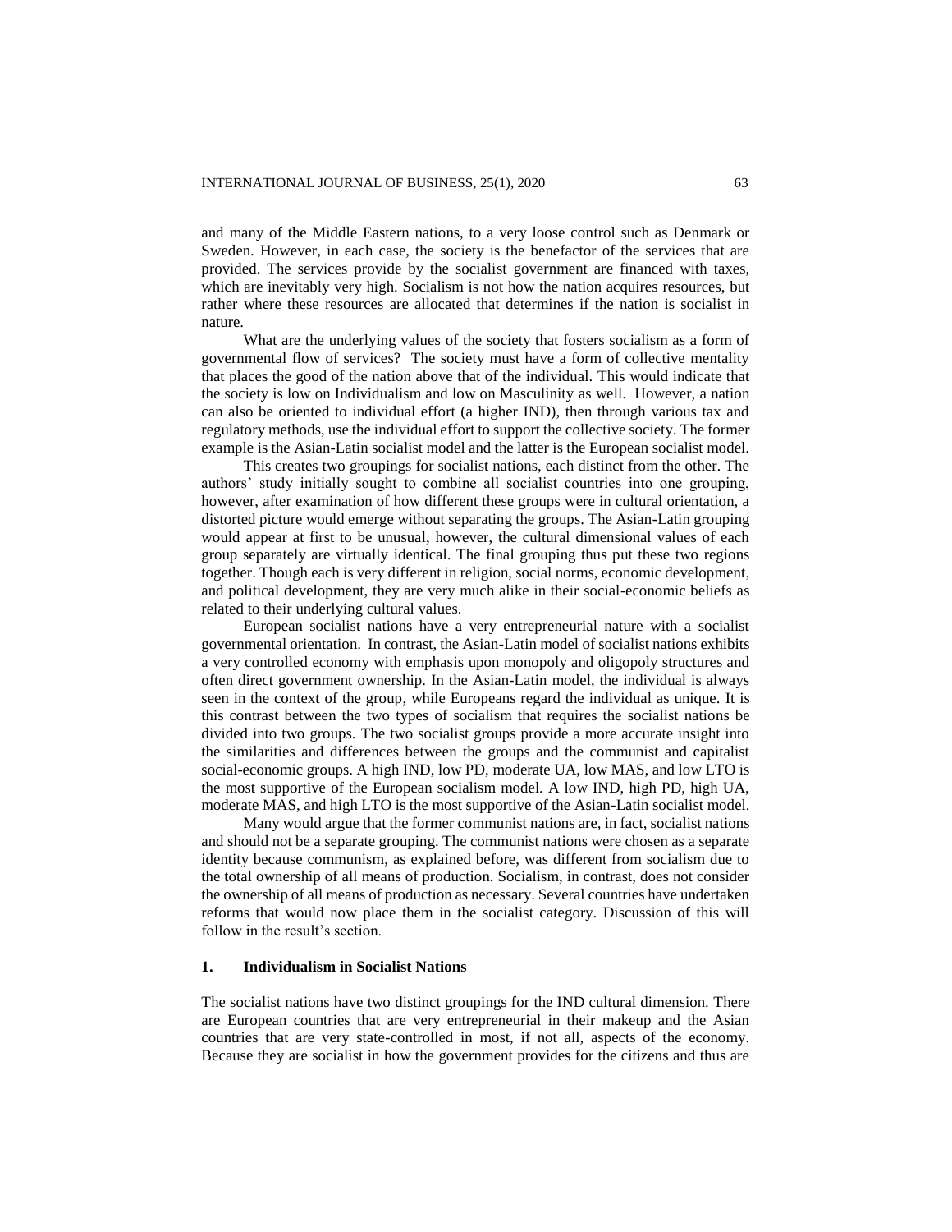and many of the Middle Eastern nations, to a very loose control such as Denmark or Sweden. However, in each case, the society is the benefactor of the services that are provided. The services provide by the socialist government are financed with taxes, which are inevitably very high. Socialism is not how the nation acquires resources, but rather where these resources are allocated that determines if the nation is socialist in nature.

What are the underlying values of the society that fosters socialism as a form of governmental flow of services? The society must have a form of collective mentality that places the good of the nation above that of the individual. This would indicate that the society is low on Individualism and low on Masculinity as well. However, a nation can also be oriented to individual effort (a higher IND), then through various tax and regulatory methods, use the individual effort to support the collective society. The former example is the Asian-Latin socialist model and the latter is the European socialist model.

This creates two groupings for socialist nations, each distinct from the other. The authors' study initially sought to combine all socialist countries into one grouping, however, after examination of how different these groups were in cultural orientation, a distorted picture would emerge without separating the groups. The Asian-Latin grouping would appear at first to be unusual, however, the cultural dimensional values of each group separately are virtually identical. The final grouping thus put these two regions together. Though each is very different in religion, social norms, economic development, and political development, they are very much alike in their social-economic beliefs as related to their underlying cultural values.

European socialist nations have a very entrepreneurial nature with a socialist governmental orientation. In contrast, the Asian-Latin model of socialist nations exhibits a very controlled economy with emphasis upon monopoly and oligopoly structures and often direct government ownership. In the Asian-Latin model, the individual is always seen in the context of the group, while Europeans regard the individual as unique. It is this contrast between the two types of socialism that requires the socialist nations be divided into two groups. The two socialist groups provide a more accurate insight into the similarities and differences between the groups and the communist and capitalist social-economic groups. A high IND, low PD, moderate UA, low MAS, and low LTO is the most supportive of the European socialism model. A low IND, high PD, high UA, moderate MAS, and high LTO is the most supportive of the Asian-Latin socialist model.

Many would argue that the former communist nations are, in fact, socialist nations and should not be a separate grouping. The communist nations were chosen as a separate identity because communism, as explained before, was different from socialism due to the total ownership of all means of production. Socialism, in contrast, does not consider the ownership of all means of production as necessary. Several countries have undertaken reforms that would now place them in the socialist category. Discussion of this will follow in the result's section.

### 1. Individualism in Socialist Nations

The socialist nations have two distinct groupings for the IND cultural dimension. There are European countries that are very entrepreneurial in their makeup and the Asian countries that are very state-controlled in most, if not all, aspects of the economy. Because they are socialist in how the government provides for the citizens and thus are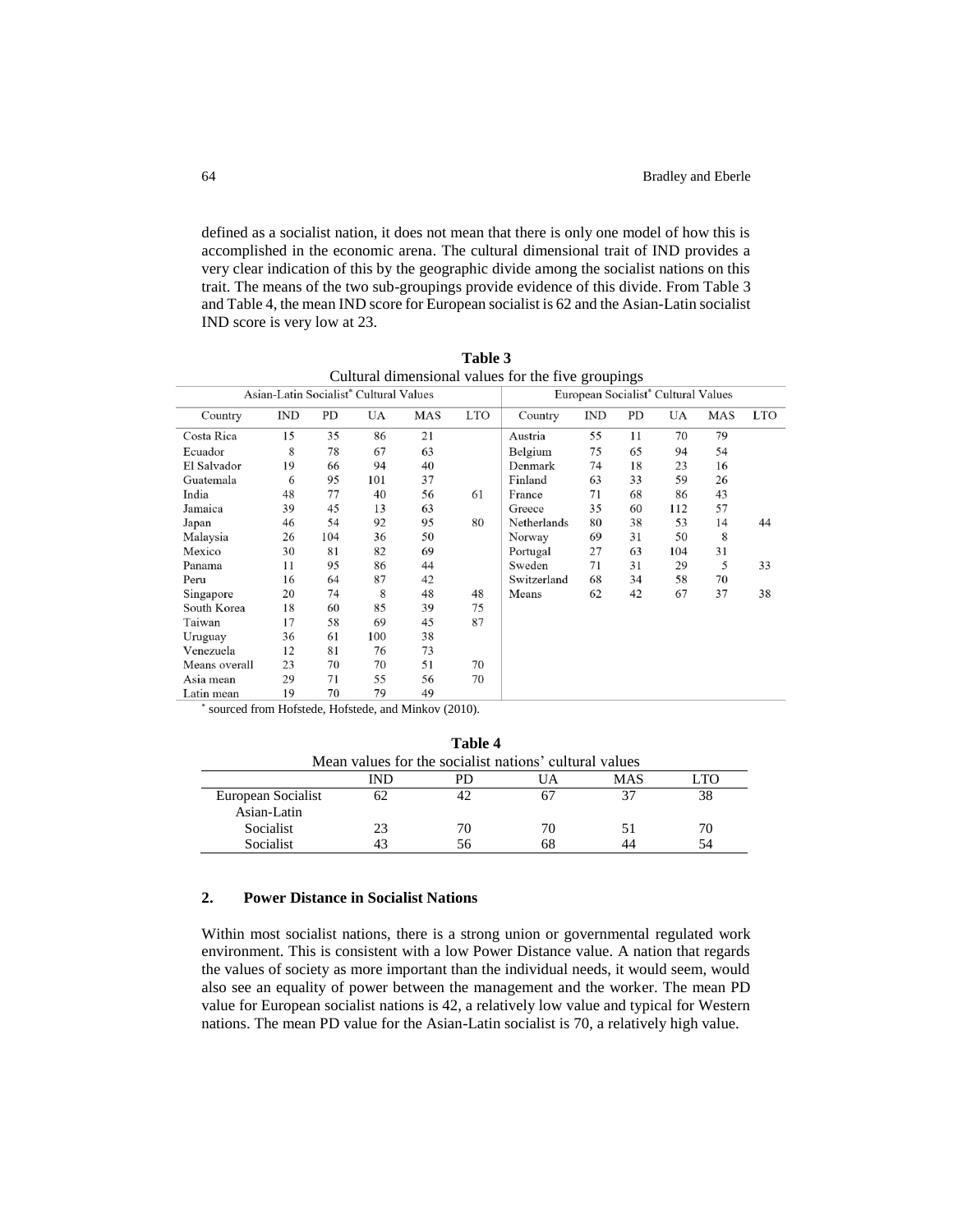defined as a socialist nation, it does not mean that there is only one model of how this is accomplished in the economic arena. The cultural dimensional trait of IND provides a very clear indication of this by the geographic divide among the socialist nations on this trait. The means of the two sub-groupings provide evidence of this divide. From Table 3 and Table 4, the mean IND score for European socialist is 62 and the Asian-Latin socialist IND score is very low at 23.

**Table 3**
Cultural dimensional values for the five groupings

| Asian-Latin Socialist* Cultural Values | | | | | | European Socialist* Cultural Values | | | | | |
|---|---|---|---|---|---|---|---|---|---|---|---|
| Country | IND | PD | UA | MAS | LTO | Country | IND | PD | UA | MAS | LTO |
| Costa Rica | 15 | 35 | 86 | 21 | | Austria | 55 | 11 | 70 | 79 | |
| Ecuador | 8 | 78 | 67 | 63 | | Belgium | 75 | 65 | 94 | 54 | |
| El Salvador | 19 | 66 | 94 | 40 | | Denmark | 74 | 18 | 23 | 16 | |
| Guatemala | 6 | 95 | 101 | 37 | | Finland | 63 | 33 | 59 | 26 | |
| India | 48 | 77 | 40 | 56 | 61 | France | 71 | 68 | 86 | 43 | |
| Jamaica | 39 | 45 | 13 | 63 | | Greece | 35 | 60 | 112 | 57 | |
| Japan | 46 | 54 | 92 | 95 | 80 | Netherlands | 80 | 38 | 53 | 14 | 44 |
| Malaysia | 26 | 104 | 36 | 50 | | Norway | 69 | 31 | 50 | 8 | |
| Mexico | 30 | 81 | 82 | 69 | | Portugal | 27 | 63 | 104 | 31 | |
| Panama | 11 | 95 | 86 | 44 | | Sweden | 71 | 31 | 29 | 5 | 33 |
| Peru | 16 | 64 | 87 | 42 | | Switzerland | 68 | 34 | 58 | 70 | |
| Singapore | 20 | 74 | 8 | 48 | 48 | Means | 62 | 42 | 67 | 37 | 38 |
| South Korea | 18 | 60 | 85 | 39 | 75 | | | | | | |
| Taiwan | 17 | 58 | 69 | 45 | 87 | | | | | | |
| Uruguay | 36 | 61 | 100 | 38 | | | | | | | |
| Venezuela | 12 | 81 | 76 | 73 | | | | | | | |
| Means overall | 23 | 70 | 70 | 51 | 70 | | | | | | |
| Asia mean | 29 | 71 | 55 | 56 | 70 | | | | | | |
| Latin mean | 19 | 70 | 79 | 49 | | | | | | | |

\* sourced from Hofstede, Hofstede, and Minkov (2010).

**Table 4**
Mean values for the socialist nations' cultural values

| | IND | PD | UA | MAS | LTO |
|---|---|---|---|---|---|
| European Socialist | 62 | 42 | 67 | 37 | 38 |
| Asian-Latin Socialist | 23 | 70 | 70 | 51 | 70 |
| Socialist | 43 | 56 | 68 | 44 | 54 |

## 2. Power Distance in Socialist Nations

Within most socialist nations, there is a strong union or governmental regulated work environment. This is consistent with a low Power Distance value. A nation that regards the values of society as more important than the individual needs, it would seem, would also see an equality of power between the management and the worker. The mean PD value for European socialist nations is 42, a relatively low value and typical for Western nations. The mean PD value for the Asian-Latin socialist is 70, a relatively high value.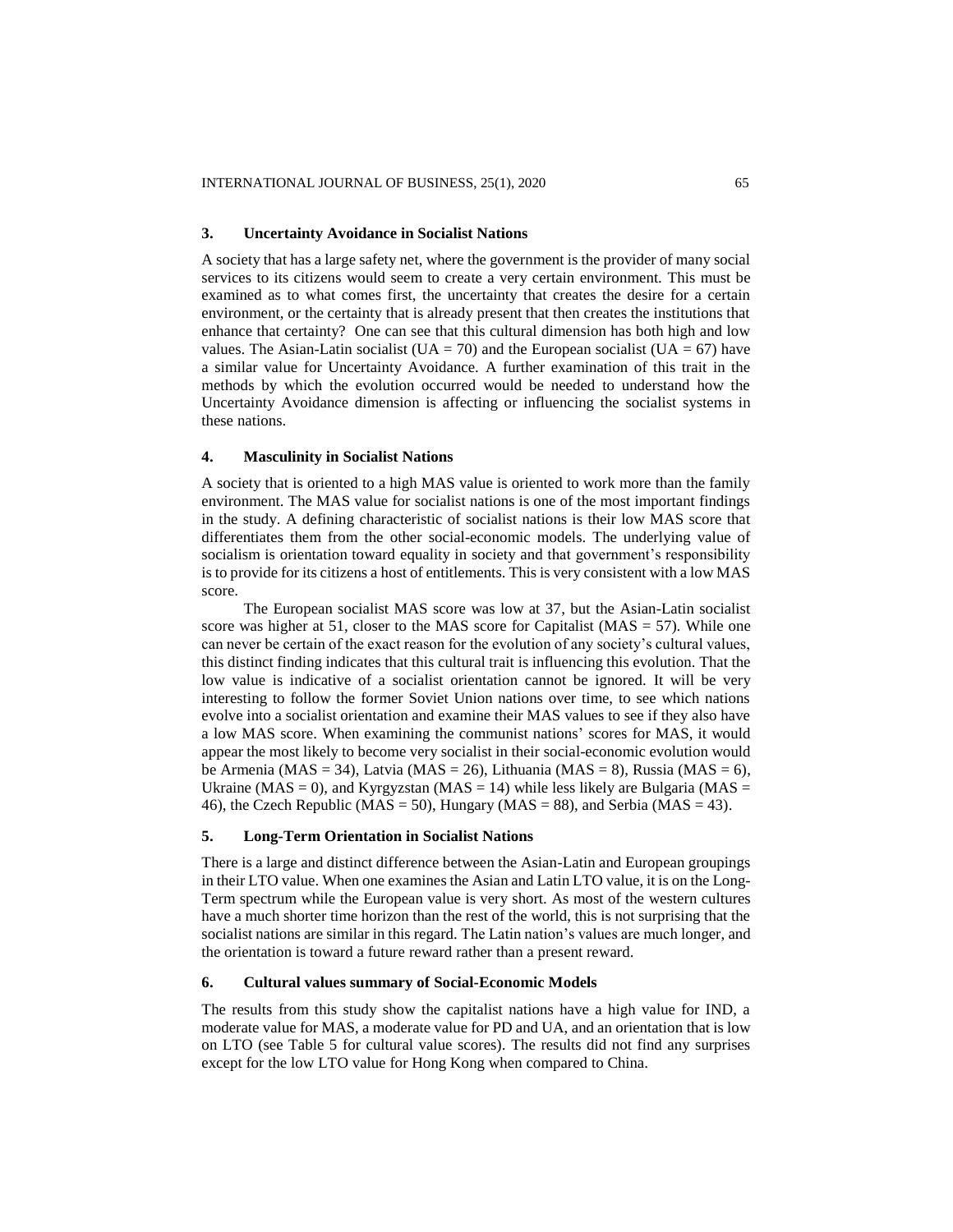### 3. Uncertainty Avoidance in Socialist Nations

A society that has a large safety net, where the government is the provider of many social services to its citizens would seem to create a very certain environment. This must be examined as to what comes first, the uncertainty that creates the desire for a certain environment, or the certainty that is already present that then creates the institutions that enhance that certainty? One can see that this cultural dimension has both high and low values. The Asian-Latin socialist (UA = 70) and the European socialist (UA = 67) have a similar value for Uncertainty Avoidance. A further examination of this trait in the methods by which the evolution occurred would be needed to understand how the Uncertainty Avoidance dimension is affecting or influencing the socialist systems in these nations.

### 4. Masculinity in Socialist Nations

A society that is oriented to a high MAS value is oriented to work more than the family environment. The MAS value for socialist nations is one of the most important findings in the study. A defining characteristic of socialist nations is their low MAS score that differentiates them from the other social-economic models. The underlying value of socialism is orientation toward equality in society and that government's responsibility is to provide for its citizens a host of entitlements. This is very consistent with a low MAS score.

The European socialist MAS score was low at 37, but the Asian-Latin socialist score was higher at 51, closer to the MAS score for Capitalist (MAS = 57). While one can never be certain of the exact reason for the evolution of any society's cultural values, this distinct finding indicates that this cultural trait is influencing this evolution. That the low value is indicative of a socialist orientation cannot be ignored. It will be very interesting to follow the former Soviet Union nations over time, to see which nations evolve into a socialist orientation and examine their MAS values to see if they also have a low MAS score. When examining the communist nations' scores for MAS, it would appear the most likely to become very socialist in their social-economic evolution would be Armenia (MAS = 34), Latvia (MAS = 26), Lithuania (MAS = 8), Russia (MAS = 6), Ukraine (MAS = 0), and Kyrgyzstan (MAS = 14) while less likely are Bulgaria (MAS = 46), the Czech Republic (MAS = 50), Hungary (MAS = 88), and Serbia (MAS = 43).

### 5. Long-Term Orientation in Socialist Nations

There is a large and distinct difference between the Asian-Latin and European groupings in their LTO value. When one examines the Asian and Latin LTO value, it is on the Long-Term spectrum while the European value is very short. As most of the western cultures have a much shorter time horizon than the rest of the world, this is not surprising that the socialist nations are similar in this regard. The Latin nation's values are much longer, and the orientation is toward a future reward rather than a present reward.

### 6. Cultural values summary of Social-Economic Models

The results from this study show the capitalist nations have a high value for IND, a moderate value for MAS, a moderate value for PD and UA, and an orientation that is low on LTO (see Table 5 for cultural value scores). The results did not find any surprises except for the low LTO value for Hong Kong when compared to China.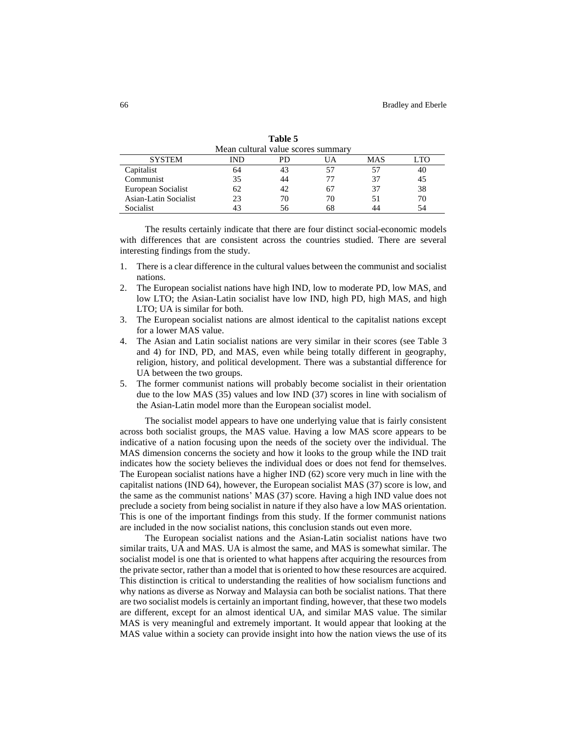**Table 5**

Mean cultural value scores summary

| SYSTEM | IND | PD | UA | MAS | LTO |
|---|---|---|---|---|---|
| Capitalist | 64 | 43 | 57 | 57 | 40 |
| Communist | 35 | 44 | 77 | 37 | 45 |
| European Socialist | 62 | 42 | 67 | 37 | 38 |
| Asian-Latin Socialist | 23 | 70 | 70 | 51 | 70 |
| Socialist | 43 | 56 | 68 | 44 | 54 |

The results certainly indicate that there are four distinct social-economic models with differences that are consistent across the countries studied. There are several interesting findings from the study.

1. There is a clear difference in the cultural values between the communist and socialist nations.
2. The European socialist nations have high IND, low to moderate PD, low MAS, and low LTO; the Asian-Latin socialist have low IND, high PD, high MAS, and high LTO; UA is similar for both.
3. The European socialist nations are almost identical to the capitalist nations except for a lower MAS value.
4. The Asian and Latin socialist nations are very similar in their scores (see Table 3 and 4) for IND, PD, and MAS, even while being totally different in geography, religion, history, and political development. There was a substantial difference for UA between the two groups.
5. The former communist nations will probably become socialist in their orientation due to the low MAS (35) values and low IND (37) scores in line with socialism of the Asian-Latin model more than the European socialist model.

The socialist model appears to have one underlying value that is fairly consistent across both socialist groups, the MAS value. Having a low MAS score appears to be indicative of a nation focusing upon the needs of the society over the individual. The MAS dimension concerns the society and how it looks to the group while the IND trait indicates how the society believes the individual does or does not fend for themselves. The European socialist nations have a higher IND (62) score very much in line with the capitalist nations (IND 64), however, the European socialist MAS (37) score is low, and the same as the communist nations' MAS (37) score. Having a high IND value does not preclude a society from being socialist in nature if they also have a low MAS orientation. This is one of the important findings from this study. If the former communist nations are included in the now socialist nations, this conclusion stands out even more.

The European socialist nations and the Asian-Latin socialist nations have two similar traits, UA and MAS. UA is almost the same, and MAS is somewhat similar. The socialist model is one that is oriented to what happens after acquiring the resources from the private sector, rather than a model that is oriented to how these resources are acquired. This distinction is critical to understanding the realities of how socialism functions and why nations as diverse as Norway and Malaysia can both be socialist nations. That there are two socialist models is certainly an important finding, however, that these two models are different, except for an almost identical UA, and similar MAS value. The similar MAS is very meaningful and extremely important. It would appear that looking at the MAS value within a society can provide insight into how the nation views the use of its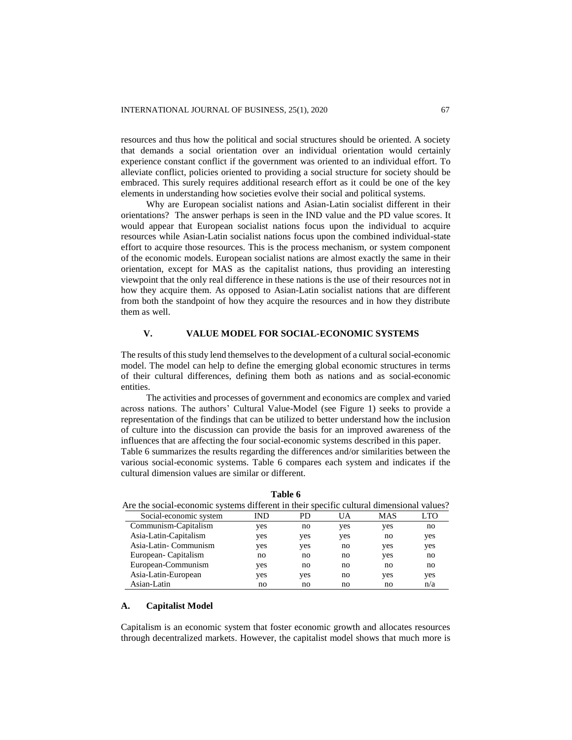resources and thus how the political and social structures should be oriented. A society that demands a social orientation over an individual orientation would certainly experience constant conflict if the government was oriented to an individual effort. To alleviate conflict, policies oriented to providing a social structure for society should be embraced. This surely requires additional research effort as it could be one of the key elements in understanding how societies evolve their social and political systems.

Why are European socialist nations and Asian-Latin socialist different in their orientations? The answer perhaps is seen in the IND value and the PD value scores. It would appear that European socialist nations focus upon the individual to acquire resources while Asian-Latin socialist nations focus upon the combined individual-state effort to acquire those resources. This is the process mechanism, or system component of the economic models. European socialist nations are almost exactly the same in their orientation, except for MAS as the capitalist nations, thus providing an interesting viewpoint that the only real difference in these nations is the use of their resources not in how they acquire them. As opposed to Asian-Latin socialist nations that are different from both the standpoint of how they acquire the resources and in how they distribute them as well.

## V. VALUE MODEL FOR SOCIAL-ECONOMIC SYSTEMS

The results of this study lend themselves to the development of a cultural social-economic model. The model can help to define the emerging global economic structures in terms of their cultural differences, defining them both as nations and as social-economic entities.

The activities and processes of government and economics are complex and varied across nations. The authors' Cultural Value-Model (see Figure 1) seeks to provide a representation of the findings that can be utilized to better understand how the inclusion of culture into the discussion can provide the basis for an improved awareness of the influences that are affecting the four social-economic systems described in this paper.
Table 6 summarizes the results regarding the differences and/or similarities between the various social-economic systems. Table 6 compares each system and indicates if the cultural dimension values are similar or different.

**Table 6**
Are the social-economic systems different in their specific cultural dimensional values?

| Social-economic system | IND | PD | UA | MAS | LTO |
|---|---|---|---|---|---|
| Communism-Capitalism | yes | no | yes | yes | no |
| Asia-Latin-Capitalism | yes | yes | yes | no | yes |
| Asia-Latin- Communism | yes | yes | no | yes | yes |
| European- Capitalism | no | no | no | yes | no |
| European-Communism | yes | no | no | no | no |
| Asia-Latin-European | yes | yes | no | yes | yes |
| Asian-Latin | no | no | no | no | n/a |

### A. Capitalist Model

Capitalism is an economic system that foster economic growth and allocates resources through decentralized markets. However, the capitalist model shows that much more is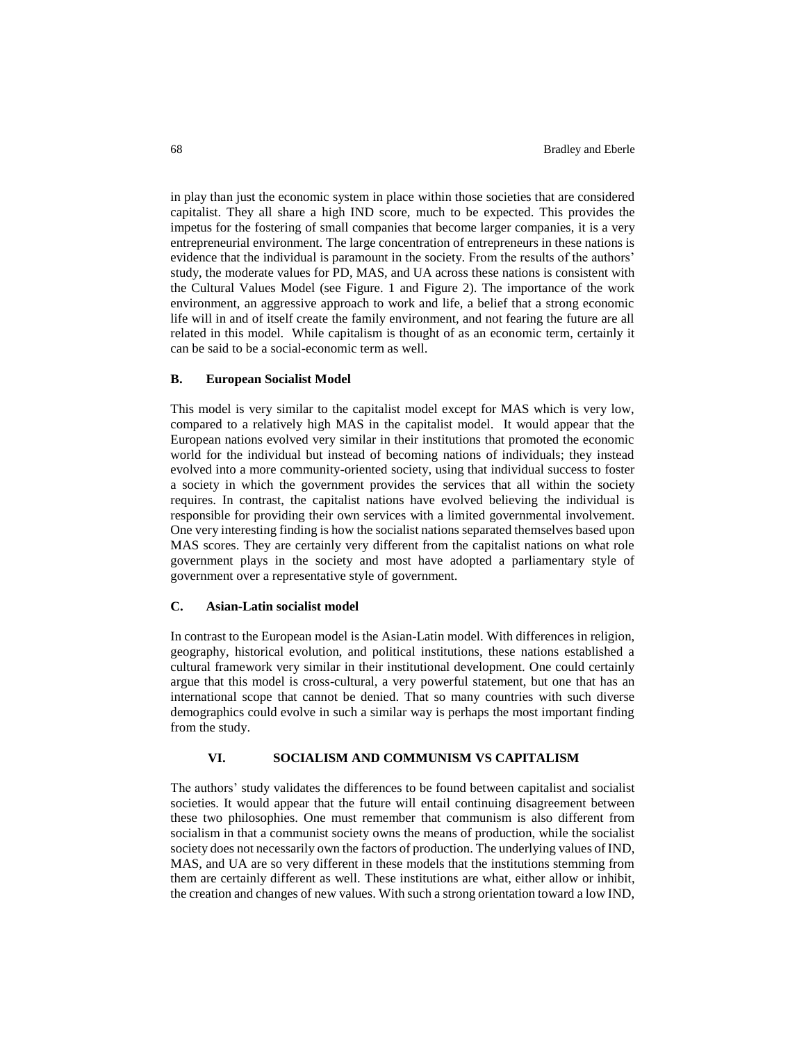in play than just the economic system in place within those societies that are considered capitalist. They all share a high IND score, much to be expected. This provides the impetus for the fostering of small companies that become larger companies, it is a very entrepreneurial environment. The large concentration of entrepreneurs in these nations is evidence that the individual is paramount in the society. From the results of the authors' study, the moderate values for PD, MAS, and UA across these nations is consistent with the Cultural Values Model (see Figure. 1 and Figure 2). The importance of the work environment, an aggressive approach to work and life, a belief that a strong economic life will in and of itself create the family environment, and not fearing the future are all related in this model. While capitalism is thought of as an economic term, certainly it can be said to be a social-economic term as well.

### B. European Socialist Model

This model is very similar to the capitalist model except for MAS which is very low, compared to a relatively high MAS in the capitalist model. It would appear that the European nations evolved very similar in their institutions that promoted the economic world for the individual but instead of becoming nations of individuals; they instead evolved into a more community-oriented society, using that individual success to foster a society in which the government provides the services that all within the society requires. In contrast, the capitalist nations have evolved believing the individual is responsible for providing their own services with a limited governmental involvement. One very interesting finding is how the socialist nations separated themselves based upon MAS scores. They are certainly very different from the capitalist nations on what role government plays in the society and most have adopted a parliamentary style of government over a representative style of government.

### C. Asian-Latin socialist model

In contrast to the European model is the Asian-Latin model. With differences in religion, geography, historical evolution, and political institutions, these nations established a cultural framework very similar in their institutional development. One could certainly argue that this model is cross-cultural, a very powerful statement, but one that has an international scope that cannot be denied. That so many countries with such diverse demographics could evolve in such a similar way is perhaps the most important finding from the study.

## VI. SOCIALISM AND COMMUNISM VS CAPITALISM

The authors' study validates the differences to be found between capitalist and socialist societies. It would appear that the future will entail continuing disagreement between these two philosophies. One must remember that communism is also different from socialism in that a communist society owns the means of production, while the socialist society does not necessarily own the factors of production. The underlying values of IND, MAS, and UA are so very different in these models that the institutions stemming from them are certainly different as well. These institutions are what, either allow or inhibit, the creation and changes of new values. With such a strong orientation toward a low IND,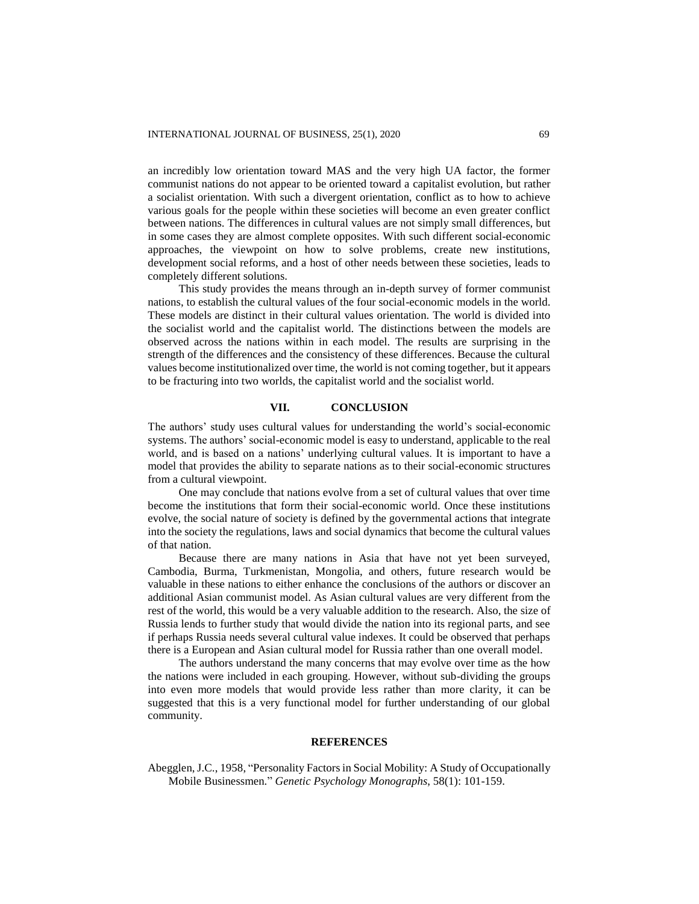an incredibly low orientation toward MAS and the very high UA factor, the former communist nations do not appear to be oriented toward a capitalist evolution, but rather a socialist orientation. With such a divergent orientation, conflict as to how to achieve various goals for the people within these societies will become an even greater conflict between nations. The differences in cultural values are not simply small differences, but in some cases they are almost complete opposites. With such different social-economic approaches, the viewpoint on how to solve problems, create new institutions, development social reforms, and a host of other needs between these societies, leads to completely different solutions.

This study provides the means through an in-depth survey of former communist nations, to establish the cultural values of the four social-economic models in the world. These models are distinct in their cultural values orientation. The world is divided into the socialist world and the capitalist world. The distinctions between the models are observed across the nations within in each model. The results are surprising in the strength of the differences and the consistency of these differences. Because the cultural values become institutionalized over time, the world is not coming together, but it appears to be fracturing into two worlds, the capitalist world and the socialist world.

## VII. CONCLUSION

The authors' study uses cultural values for understanding the world's social-economic systems. The authors' social-economic model is easy to understand, applicable to the real world, and is based on a nations' underlying cultural values. It is important to have a model that provides the ability to separate nations as to their social-economic structures from a cultural viewpoint.

One may conclude that nations evolve from a set of cultural values that over time become the institutions that form their social-economic world. Once these institutions evolve, the social nature of society is defined by the governmental actions that integrate into the society the regulations, laws and social dynamics that become the cultural values of that nation.

Because there are many nations in Asia that have not yet been surveyed, Cambodia, Burma, Turkmenistan, Mongolia, and others, future research would be valuable in these nations to either enhance the conclusions of the authors or discover an additional Asian communist model. As Asian cultural values are very different from the rest of the world, this would be a very valuable addition to the research. Also, the size of Russia lends to further study that would divide the nation into its regional parts, and see if perhaps Russia needs several cultural value indexes. It could be observed that perhaps there is a European and Asian cultural model for Russia rather than one overall model.

The authors understand the many concerns that may evolve over time as the how the nations were included in each grouping. However, without sub-dividing the groups into even more models that would provide less rather than more clarity, it can be suggested that this is a very functional model for further understanding of our global community.

## REFERENCES

Abegglen, J.C., 1958, "Personality Factors in Social Mobility: A Study of Occupationally Mobile Businessmen." *Genetic Psychology Monographs*, 58(1): 101-159.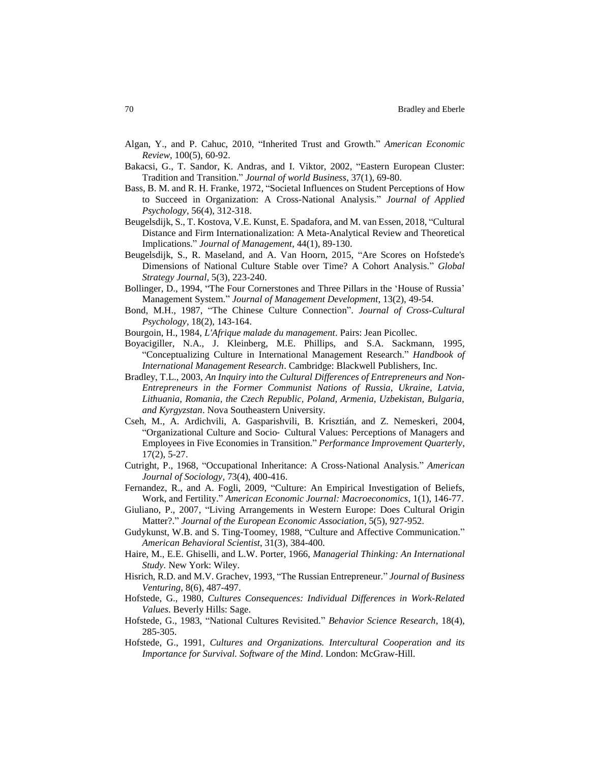Algan, Y., and P. Cahuc, 2010, "Inherited Trust and Growth." *American Economic Review*, 100(5), 60-92.

Bakacsi, G., T. Sandor, K. Andras, and I. Viktor, 2002, "Eastern European Cluster: Tradition and Transition." *Journal of world Business*, 37(1), 69-80.

Bass, B. M. and R. H. Franke, 1972, "Societal Influences on Student Perceptions of How to Succeed in Organization: A Cross-National Analysis." *Journal of Applied Psychology*, 56(4), 312-318.

Beugelsdijk, S., T. Kostova, V.E. Kunst, E. Spadafora, and M. van Essen, 2018, "Cultural Distance and Firm Internationalization: A Meta-Analytical Review and Theoretical Implications." *Journal of Management*, 44(1), 89-130.

Beugelsdijk, S., R. Maseland, and A. Van Hoorn, 2015, "Are Scores on Hofstede's Dimensions of National Culture Stable over Time? A Cohort Analysis." *Global Strategy Journal*, 5(3), 223-240.

Bollinger, D., 1994, "The Four Cornerstones and Three Pillars in the 'House of Russia' Management System." *Journal of Management Development*, 13(2), 49-54.

Bond, M.H., 1987, "The Chinese Culture Connection". *Journal of Cross-Cultural Psychology*, 18(2), 143-164.

Bourgoin, H., 1984, *L'Afrique malade du management*. Pairs: Jean Picollec.

Boyacigiller, N.A., J. Kleinberg, M.E. Phillips, and S.A. Sackmann, 1995, "Conceptualizing Culture in International Management Research." *Handbook of International Management Research*. Cambridge: Blackwell Publishers, Inc.

Bradley, T.L., 2003, *An Inquiry into the Cultural Differences of Entrepreneurs and Non-Entrepreneurs in the Former Communist Nations of Russia, Ukraine, Latvia, Lithuania, Romania, the Czech Republic, Poland, Armenia, Uzbekistan, Bulgaria, and Kyrgyzstan*. Nova Southeastern University.

Cseh, M., A. Ardichvili, A. Gasparishvili, B. Krisztián, and Z. Nemeskeri, 2004, "Organizational Culture and Socio- Cultural Values: Perceptions of Managers and Employees in Five Economies in Transition." *Performance Improvement Quarterly*, 17(2), 5-27.

Cutright, P., 1968, "Occupational Inheritance: A Cross-National Analysis." *American Journal of Sociology*, 73(4), 400-416.

Fernandez, R., and A. Fogli, 2009, "Culture: An Empirical Investigation of Beliefs, Work, and Fertility." *American Economic Journal: Macroeconomics*, 1(1), 146-77.

Giuliano, P., 2007, "Living Arrangements in Western Europe: Does Cultural Origin Matter?." *Journal of the European Economic Association*, 5(5), 927-952.

Gudykunst, W.B. and S. Ting-Toomey, 1988, "Culture and Affective Communication." *American Behavioral Scientist*, 31(3), 384-400.

Haire, M., E.E. Ghiselli, and L.W. Porter, 1966, *Managerial Thinking: An International Study.* New York: Wiley.

Hisrich, R.D. and M.V. Grachev, 1993, "The Russian Entrepreneur." *Journal of Business Venturing*, 8(6), 487-497.

Hofstede, G., 1980, *Cultures Consequences: Individual Differences in Work-Related Values*. Beverly Hills: Sage.

Hofstede, G., 1983, "National Cultures Revisited." *Behavior Science Research*, 18(4), 285-305.

Hofstede, G., 1991, *Cultures and Organizations. Intercultural Cooperation and its Importance for Survival. Software of the Mind*. London: McGraw-Hill.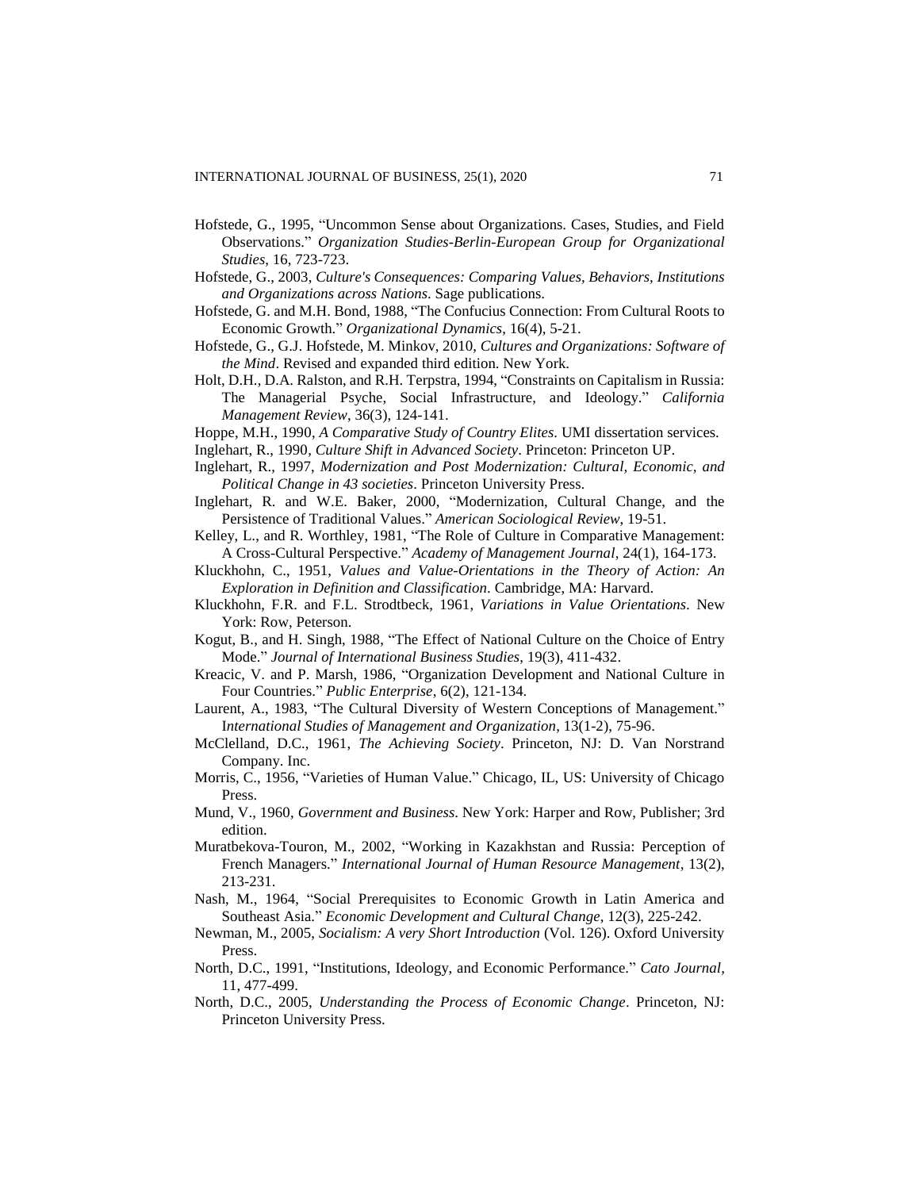Hofstede, G., 1995, "Uncommon Sense about Organizations. Cases, Studies, and Field Observations." *Organization Studies-Berlin-European Group for Organizational Studies*, 16, 723-723.

Hofstede, G., 2003, *Culture's Consequences: Comparing Values, Behaviors, Institutions and Organizations across Nations*. Sage publications.

Hofstede, G. and M.H. Bond, 1988, "The Confucius Connection: From Cultural Roots to Economic Growth." *Organizational Dynamics*, 16(4), 5-21.

Hofstede, G., G.J. Hofstede, M. Minkov, 2010, *Cultures and Organizations: Software of the Mind*. Revised and expanded third edition. New York.

Holt, D.H., D.A. Ralston, and R.H. Terpstra, 1994, "Constraints on Capitalism in Russia: The Managerial Psyche, Social Infrastructure, and Ideology." *California Management Review*, 36(3), 124-141.

Hoppe, M.H., 1990, *A Comparative Study of Country Elites*. UMI dissertation services.

Inglehart, R., 1990, *Culture Shift in Advanced Society*. Princeton: Princeton UP.

Inglehart, R., 1997, *Modernization and Post Modernization: Cultural, Economic, and Political Change in 43 societies*. Princeton University Press.

Inglehart, R. and W.E. Baker, 2000, "Modernization, Cultural Change, and the Persistence of Traditional Values." *American Sociological Review*, 19-51.

Kelley, L., and R. Worthley, 1981, "The Role of Culture in Comparative Management: A Cross-Cultural Perspective." *Academy of Management Journal*, 24(1), 164-173.

Kluckhohn, C., 1951, *Values and Value-Orientations in the Theory of Action: An Exploration in Definition and Classification*. Cambridge, MA: Harvard.

Kluckhohn, F.R. and F.L. Strodtbeck, 1961, *Variations in Value Orientations*. New York: Row, Peterson.

Kogut, B., and H. Singh, 1988, "The Effect of National Culture on the Choice of Entry Mode." *Journal of International Business Studies*, 19(3), 411-432.

Kreacic, V. and P. Marsh, 1986, "Organization Development and National Culture in Four Countries." *Public Enterprise*, 6(2), 121-134.

Laurent, A., 1983, "The Cultural Diversity of Western Conceptions of Management." *International Studies of Management and Organization*, 13(1-2), 75-96.

McClelland, D.C., 1961, *The Achieving Society*. Princeton, NJ: D. Van Norstrand Company. Inc.

Morris, C., 1956, "Varieties of Human Value." Chicago, IL, US: University of Chicago Press.

Mund, V., 1960, *Government and Business*. New York: Harper and Row, Publisher; 3rd edition.

Muratbekova-Touron, M., 2002, "Working in Kazakhstan and Russia: Perception of French Managers." *International Journal of Human Resource Management*, 13(2), 213-231.

Nash, M., 1964, "Social Prerequisites to Economic Growth in Latin America and Southeast Asia." *Economic Development and Cultural Change*, 12(3), 225-242.

Newman, M., 2005, *Socialism: A very Short Introduction* (Vol. 126). Oxford University Press.

North, D.C., 1991, "Institutions, Ideology, and Economic Performance." *Cato Journal*, 11, 477-499.

North, D.C., 2005, *Understanding the Process of Economic Change*. Princeton, NJ: Princeton University Press.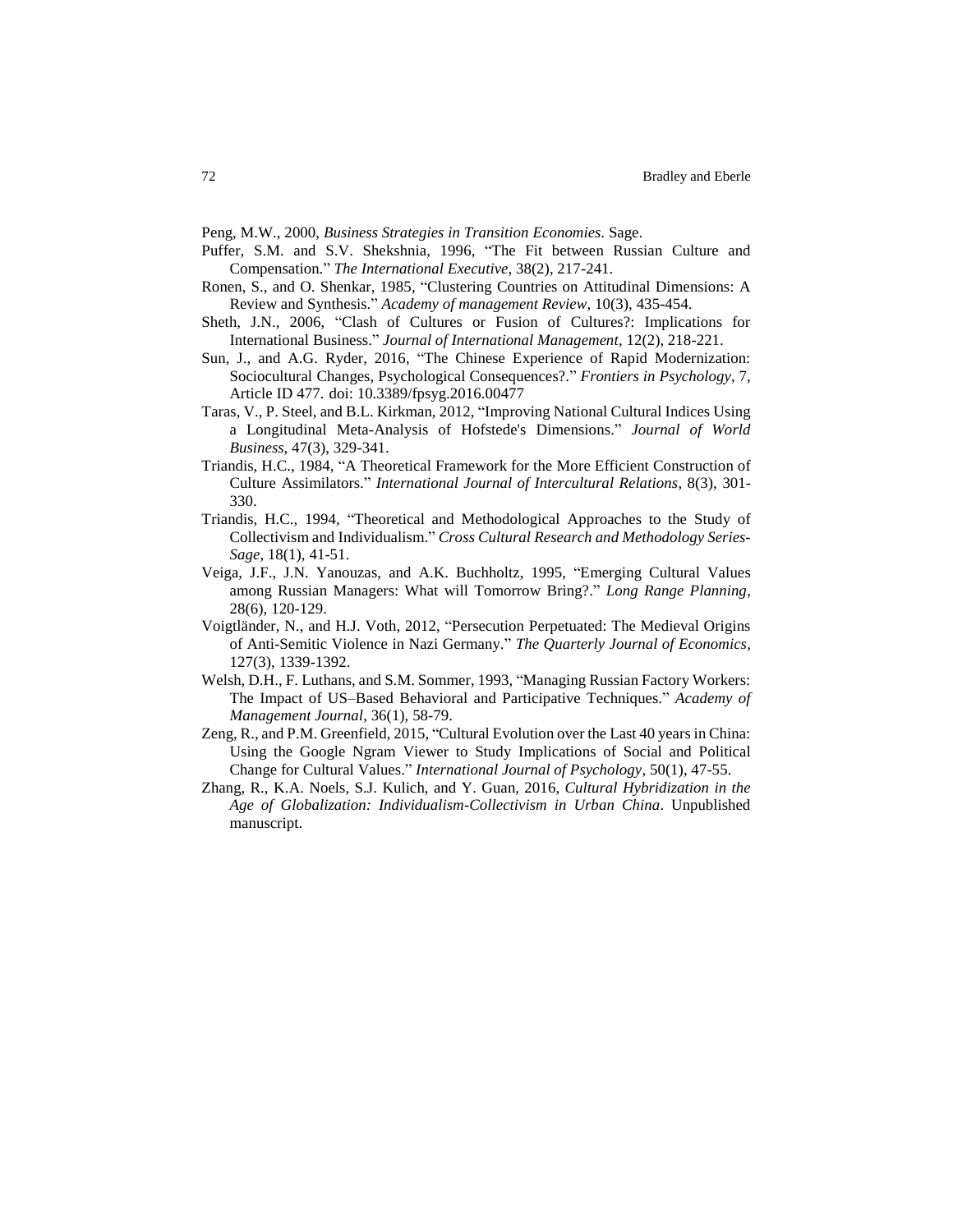Peng, M.W., 2000, *Business Strategies in Transition Economies.* Sage.

Puffer, S.M. and S.V. Shekshnia, 1996, "The Fit between Russian Culture and Compensation." *The International Executive*, 38(2), 217-241.

Ronen, S., and O. Shenkar, 1985, "Clustering Countries on Attitudinal Dimensions: A Review and Synthesis." *Academy of management Review*, 10(3), 435-454.

Sheth, J.N., 2006, "Clash of Cultures or Fusion of Cultures?: Implications for International Business." *Journal of International Management*, 12(2), 218-221.

Sun, J., and A.G. Ryder, 2016, "The Chinese Experience of Rapid Modernization: Sociocultural Changes, Psychological Consequences?." *Frontiers in Psychology*, 7, Article ID 477. doi: 10.3389/fpsyg.2016.00477

Taras, V., P. Steel, and B.L. Kirkman, 2012, "Improving National Cultural Indices Using a Longitudinal Meta-Analysis of Hofstede's Dimensions." *Journal of World Business*, 47(3), 329-341.

Triandis, H.C., 1984, "A Theoretical Framework for the More Efficient Construction of Culture Assimilators." *International Journal of Intercultural Relations*, 8(3), 301-330.

Triandis, H.C., 1994, "Theoretical and Methodological Approaches to the Study of Collectivism and Individualism." *Cross Cultural Research and Methodology Series-Sage*, 18(1), 41-51.

Veiga, J.F., J.N. Yanouzas, and A.K. Buchholtz, 1995, "Emerging Cultural Values among Russian Managers: What will Tomorrow Bring?." *Long Range Planning*, 28(6), 120-129.

Voigtländer, N., and H.J. Voth, 2012, "Persecution Perpetuated: The Medieval Origins of Anti-Semitic Violence in Nazi Germany." *The Quarterly Journal of Economics*, 127(3), 1339-1392.

Welsh, D.H., F. Luthans, and S.M. Sommer, 1993, "Managing Russian Factory Workers: The Impact of US–Based Behavioral and Participative Techniques." *Academy of Management Journal*, 36(1), 58-79.

Zeng, R., and P.M. Greenfield, 2015, "Cultural Evolution over the Last 40 years in China: Using the Google Ngram Viewer to Study Implications of Social and Political Change for Cultural Values." *International Journal of Psychology*, 50(1), 47-55.

Zhang, R., K.A. Noels, S.J. Kulich, and Y. Guan, 2016, *Cultural Hybridization in the Age of Globalization: Individualism-Collectivism in Urban China*. Unpublished manuscript.